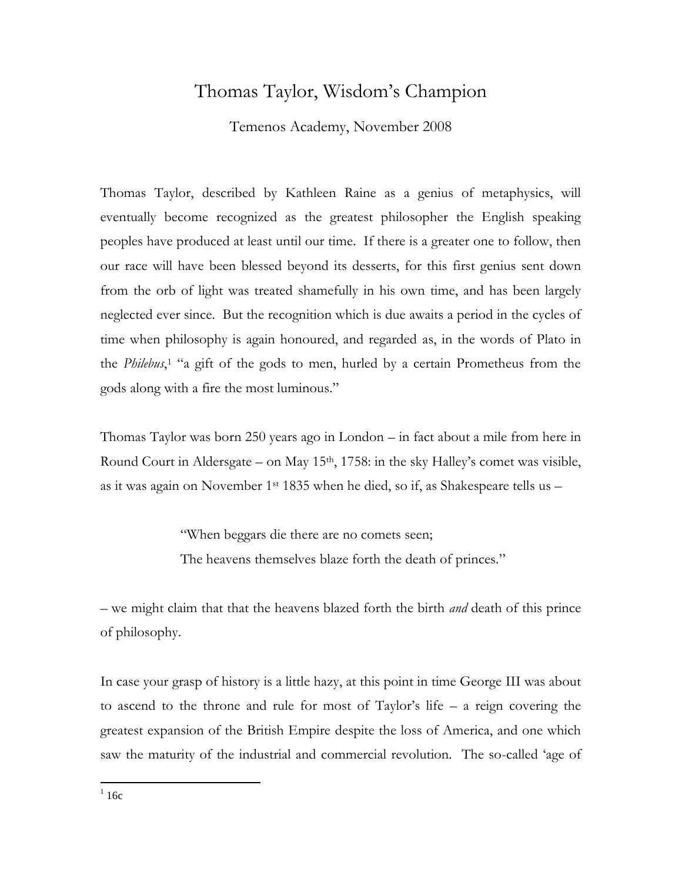# Thomas Taylor, Wisdom's Champion

Temenos Academy, November 2008

Thomas Taylor, described by Kathleen Raine as a genius of metaphysics, will eventually become recognized as the greatest philosopher the English speaking peoples have produced at least until our time. If there is a greater one to follow, then our race will have been blessed beyond its desserts, for this first genius sent down from the orb of light was treated shamefully in his own time, and has been largely neglected ever since. But the recognition which is due awaits a period in the cycles of time when philosophy is again honoured, and regarded as, in the words of Plato in the *Philebus*,[1] "a gift of the gods to men, hurled by a certain Prometheus from the gods along with a fire the most luminous."

Thomas Taylor was born 250 years ago in London – in fact about a mile from here in Round Court in Aldersgate – on May 15th, 1758: in the sky Halley's comet was visible, as it was again on November 1st 1835 when he died, so if, as Shakespeare tells us –

> "When beggars die there are no comets seen;
> The heavens themselves blaze forth the death of princes."

– we might claim that that the heavens blazed forth the birth *and* death of this prince of philosophy.

In case your grasp of history is a little hazy, at this point in time George III was about to ascend to the throne and rule for most of Taylor's life – a reign covering the greatest expansion of the British Empire despite the loss of America, and one which saw the maturity of the industrial and commercial revolution. The so-called 'age of

---

[1] 16c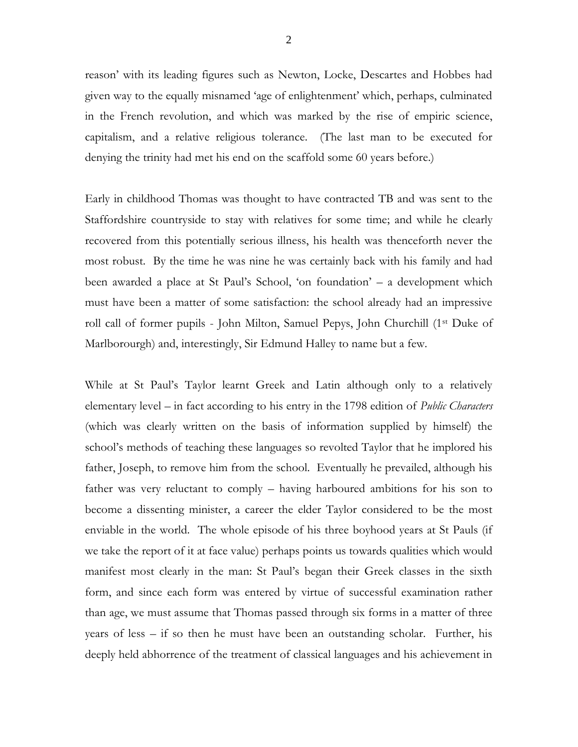reason' with its leading figures such as Newton, Locke, Descartes and Hobbes had given way to the equally misnamed 'age of enlightenment' which, perhaps, culminated in the French revolution, and which was marked by the rise of empiric science, capitalism, and a relative religious tolerance. (The last man to be executed for denying the trinity had met his end on the scaffold some 60 years before.)

Early in childhood Thomas was thought to have contracted TB and was sent to the Staffordshire countryside to stay with relatives for some time; and while he clearly recovered from this potentially serious illness, his health was thenceforth never the most robust. By the time he was nine he was certainly back with his family and had been awarded a place at St Paul's School, 'on foundation' – a development which must have been a matter of some satisfaction: the school already had an impressive roll call of former pupils - John Milton, Samuel Pepys, John Churchill (1st Duke of Marlborourgh) and, interestingly, Sir Edmund Halley to name but a few.

While at St Paul's Taylor learnt Greek and Latin although only to a relatively elementary level – in fact according to his entry in the 1798 edition of *Public Characters* (which was clearly written on the basis of information supplied by himself) the school's methods of teaching these languages so revolted Taylor that he implored his father, Joseph, to remove him from the school. Eventually he prevailed, although his father was very reluctant to comply – having harboured ambitions for his son to become a dissenting minister, a career the elder Taylor considered to be the most enviable in the world. The whole episode of his three boyhood years at St Pauls (if we take the report of it at face value) perhaps points us towards qualities which would manifest most clearly in the man: St Paul's began their Greek classes in the sixth form, and since each form was entered by virtue of successful examination rather than age, we must assume that Thomas passed through six forms in a matter of three years of less – if so then he must have been an outstanding scholar. Further, his deeply held abhorrence of the treatment of classical languages and his achievement in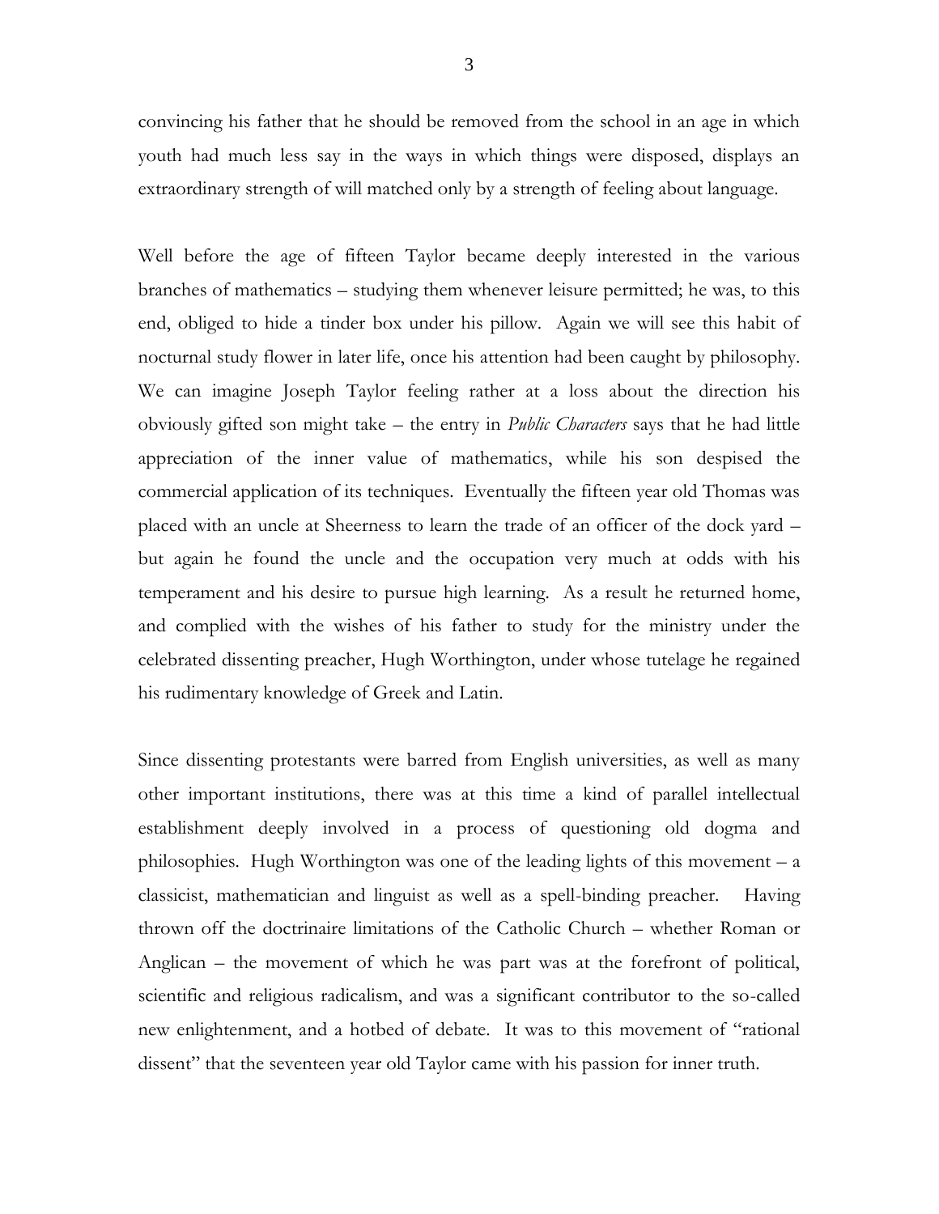convincing his father that he should be removed from the school in an age in which youth had much less say in the ways in which things were disposed, displays an extraordinary strength of will matched only by a strength of feeling about language.

Well before the age of fifteen Taylor became deeply interested in the various branches of mathematics – studying them whenever leisure permitted; he was, to this end, obliged to hide a tinder box under his pillow. Again we will see this habit of nocturnal study flower in later life, once his attention had been caught by philosophy. We can imagine Joseph Taylor feeling rather at a loss about the direction his obviously gifted son might take – the entry in *Public Characters* says that he had little appreciation of the inner value of mathematics, while his son despised the commercial application of its techniques. Eventually the fifteen year old Thomas was placed with an uncle at Sheerness to learn the trade of an officer of the dock yard – but again he found the uncle and the occupation very much at odds with his temperament and his desire to pursue high learning. As a result he returned home, and complied with the wishes of his father to study for the ministry under the celebrated dissenting preacher, Hugh Worthington, under whose tutelage he regained his rudimentary knowledge of Greek and Latin.

Since dissenting protestants were barred from English universities, as well as many other important institutions, there was at this time a kind of parallel intellectual establishment deeply involved in a process of questioning old dogma and philosophies. Hugh Worthington was one of the leading lights of this movement – a classicist, mathematician and linguist as well as a spell-binding preacher. Having thrown off the doctrinaire limitations of the Catholic Church – whether Roman or Anglican – the movement of which he was part was at the forefront of political, scientific and religious radicalism, and was a significant contributor to the so-called new enlightenment, and a hotbed of debate. It was to this movement of "rational dissent" that the seventeen year old Taylor came with his passion for inner truth.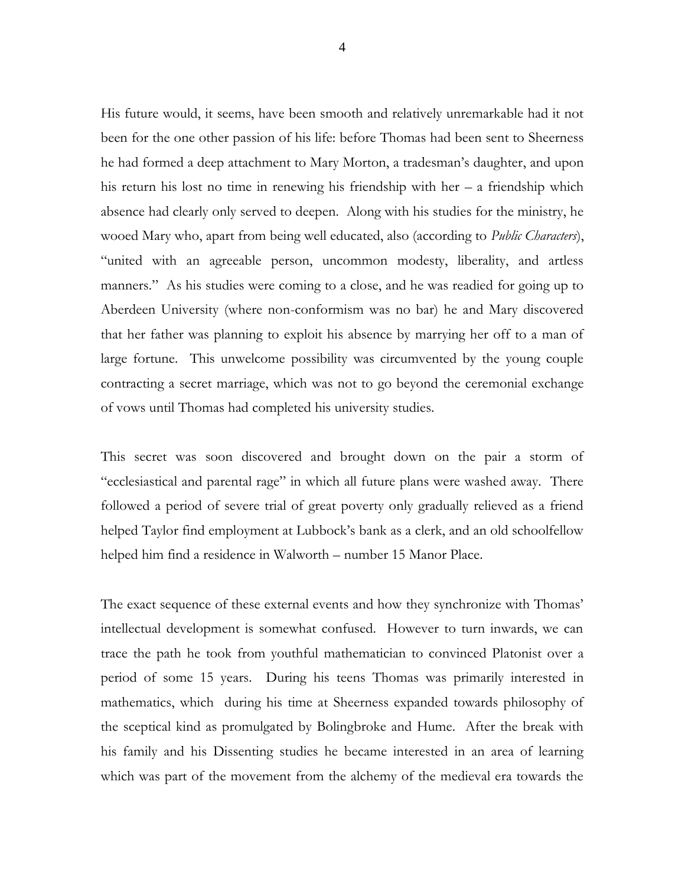His future would, it seems, have been smooth and relatively unremarkable had it not been for the one other passion of his life: before Thomas had been sent to Sheerness he had formed a deep attachment to Mary Morton, a tradesman's daughter, and upon his return his lost no time in renewing his friendship with her – a friendship which absence had clearly only served to deepen. Along with his studies for the ministry, he wooed Mary who, apart from being well educated, also (according to *Public Characters*), "united with an agreeable person, uncommon modesty, liberality, and artless manners." As his studies were coming to a close, and he was readied for going up to Aberdeen University (where non-conformism was no bar) he and Mary discovered that her father was planning to exploit his absence by marrying her off to a man of large fortune. This unwelcome possibility was circumvented by the young couple contracting a secret marriage, which was not to go beyond the ceremonial exchange of vows until Thomas had completed his university studies.

This secret was soon discovered and brought down on the pair a storm of "ecclesiastical and parental rage" in which all future plans were washed away. There followed a period of severe trial of great poverty only gradually relieved as a friend helped Taylor find employment at Lubbock's bank as a clerk, and an old schoolfellow helped him find a residence in Walworth – number 15 Manor Place.

The exact sequence of these external events and how they synchronize with Thomas' intellectual development is somewhat confused. However to turn inwards, we can trace the path he took from youthful mathematician to convinced Platonist over a period of some 15 years. During his teens Thomas was primarily interested in mathematics, which during his time at Sheerness expanded towards philosophy of the sceptical kind as promulgated by Bolingbroke and Hume. After the break with his family and his Dissenting studies he became interested in an area of learning which was part of the movement from the alchemy of the medieval era towards the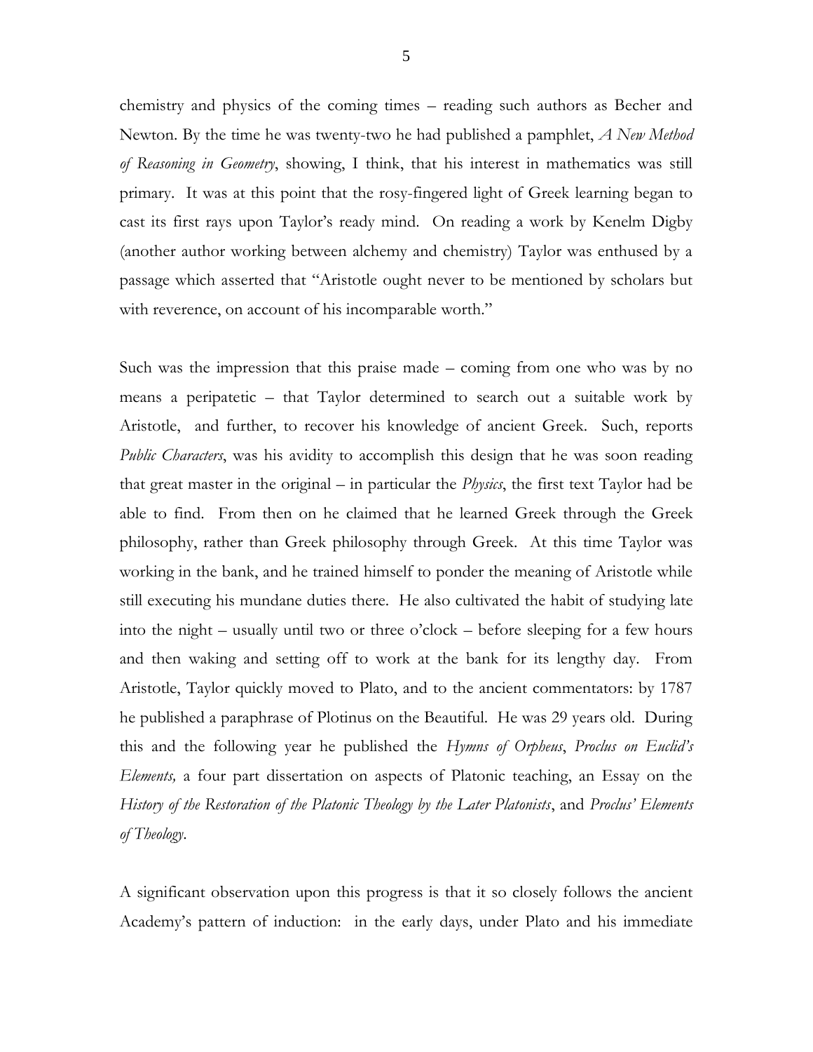chemistry and physics of the coming times – reading such authors as Becher and Newton. By the time he was twenty-two he had published a pamphlet, *A New Method of Reasoning in Geometry*, showing, I think, that his interest in mathematics was still primary. It was at this point that the rosy-fingered light of Greek learning began to cast its first rays upon Taylor's ready mind. On reading a work by Kenelm Digby (another author working between alchemy and chemistry) Taylor was enthused by a passage which asserted that "Aristotle ought never to be mentioned by scholars but with reverence, on account of his incomparable worth."

Such was the impression that this praise made – coming from one who was by no means a peripatetic – that Taylor determined to search out a suitable work by Aristotle, and further, to recover his knowledge of ancient Greek. Such, reports *Public Characters*, was his avidity to accomplish this design that he was soon reading that great master in the original – in particular the *Physics*, the first text Taylor had be able to find. From then on he claimed that he learned Greek through the Greek philosophy, rather than Greek philosophy through Greek. At this time Taylor was working in the bank, and he trained himself to ponder the meaning of Aristotle while still executing his mundane duties there. He also cultivated the habit of studying late into the night – usually until two or three o'clock – before sleeping for a few hours and then waking and setting off to work at the bank for its lengthy day. From Aristotle, Taylor quickly moved to Plato, and to the ancient commentators: by 1787 he published a paraphrase of Plotinus on the Beautiful. He was 29 years old. During this and the following year he published the *Hymns of Orpheus*, *Proclus on Euclid's Elements,* a four part dissertation on aspects of Platonic teaching, an Essay on the *History of the Restoration of the Platonic Theology by the Later Platonists*, and *Proclus' Elements of Theology*.

A significant observation upon this progress is that it so closely follows the ancient Academy's pattern of induction: in the early days, under Plato and his immediate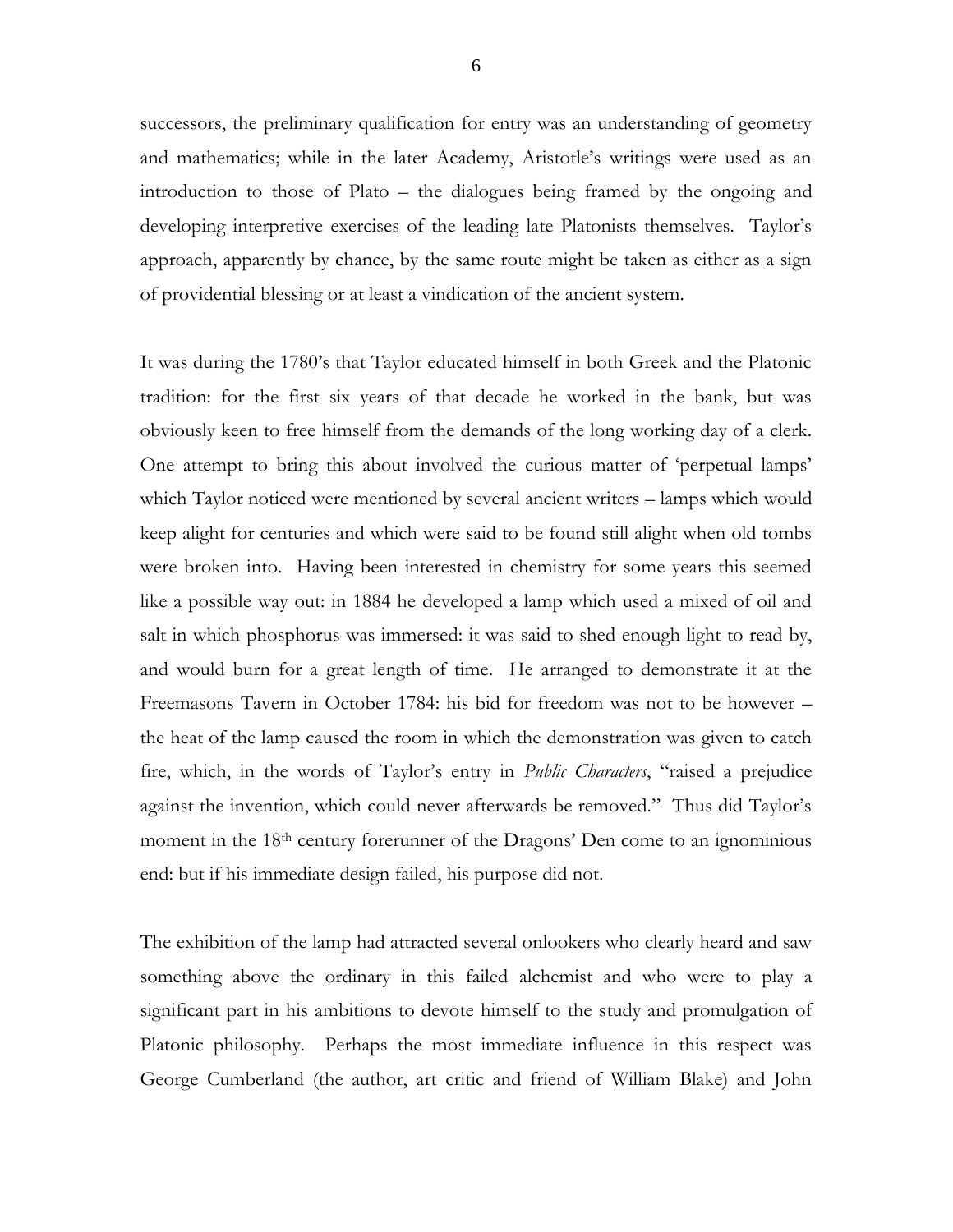successors, the preliminary qualification for entry was an understanding of geometry and mathematics; while in the later Academy, Aristotle's writings were used as an introduction to those of Plato – the dialogues being framed by the ongoing and developing interpretive exercises of the leading late Platonists themselves. Taylor's approach, apparently by chance, by the same route might be taken as either as a sign of providential blessing or at least a vindication of the ancient system.

It was during the 1780's that Taylor educated himself in both Greek and the Platonic tradition: for the first six years of that decade he worked in the bank, but was obviously keen to free himself from the demands of the long working day of a clerk. One attempt to bring this about involved the curious matter of 'perpetual lamps' which Taylor noticed were mentioned by several ancient writers – lamps which would keep alight for centuries and which were said to be found still alight when old tombs were broken into. Having been interested in chemistry for some years this seemed like a possible way out: in 1884 he developed a lamp which used a mixed of oil and salt in which phosphorus was immersed: it was said to shed enough light to read by, and would burn for a great length of time. He arranged to demonstrate it at the Freemasons Tavern in October 1784: his bid for freedom was not to be however – the heat of the lamp caused the room in which the demonstration was given to catch fire, which, in the words of Taylor's entry in *Public Characters*, "raised a prejudice against the invention, which could never afterwards be removed." Thus did Taylor's moment in the 18th century forerunner of the Dragons' Den come to an ignominious end: but if his immediate design failed, his purpose did not.

The exhibition of the lamp had attracted several onlookers who clearly heard and saw something above the ordinary in this failed alchemist and who were to play a significant part in his ambitions to devote himself to the study and promulgation of Platonic philosophy. Perhaps the most immediate influence in this respect was George Cumberland (the author, art critic and friend of William Blake) and John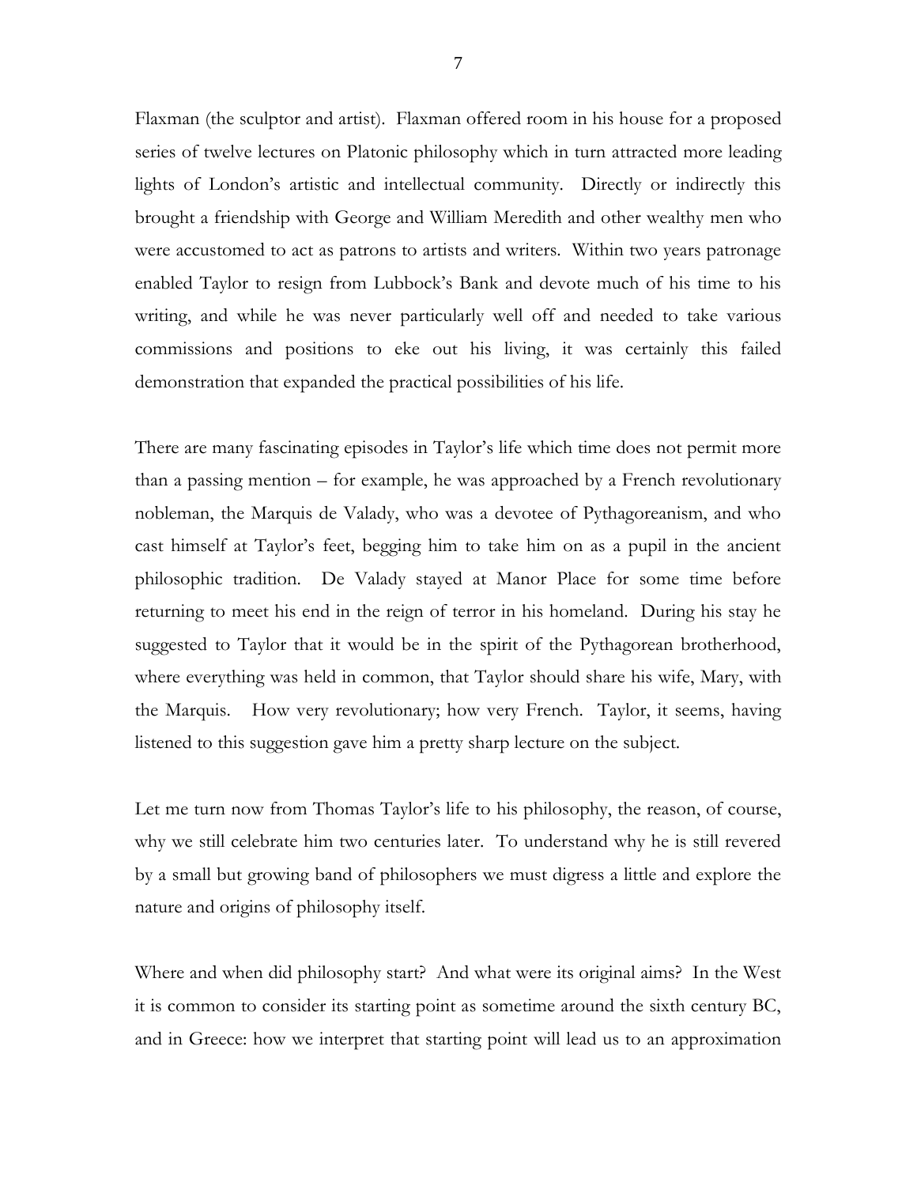Flaxman (the sculptor and artist). Flaxman offered room in his house for a proposed series of twelve lectures on Platonic philosophy which in turn attracted more leading lights of London's artistic and intellectual community. Directly or indirectly this brought a friendship with George and William Meredith and other wealthy men who were accustomed to act as patrons to artists and writers. Within two years patronage enabled Taylor to resign from Lubbock's Bank and devote much of his time to his writing, and while he was never particularly well off and needed to take various commissions and positions to eke out his living, it was certainly this failed demonstration that expanded the practical possibilities of his life.

There are many fascinating episodes in Taylor's life which time does not permit more than a passing mention – for example, he was approached by a French revolutionary nobleman, the Marquis de Valady, who was a devotee of Pythagoreanism, and who cast himself at Taylor's feet, begging him to take him on as a pupil in the ancient philosophic tradition. De Valady stayed at Manor Place for some time before returning to meet his end in the reign of terror in his homeland. During his stay he suggested to Taylor that it would be in the spirit of the Pythagorean brotherhood, where everything was held in common, that Taylor should share his wife, Mary, with the Marquis. How very revolutionary; how very French. Taylor, it seems, having listened to this suggestion gave him a pretty sharp lecture on the subject.

Let me turn now from Thomas Taylor's life to his philosophy, the reason, of course, why we still celebrate him two centuries later. To understand why he is still revered by a small but growing band of philosophers we must digress a little and explore the nature and origins of philosophy itself.

Where and when did philosophy start? And what were its original aims? In the West it is common to consider its starting point as sometime around the sixth century BC, and in Greece: how we interpret that starting point will lead us to an approximation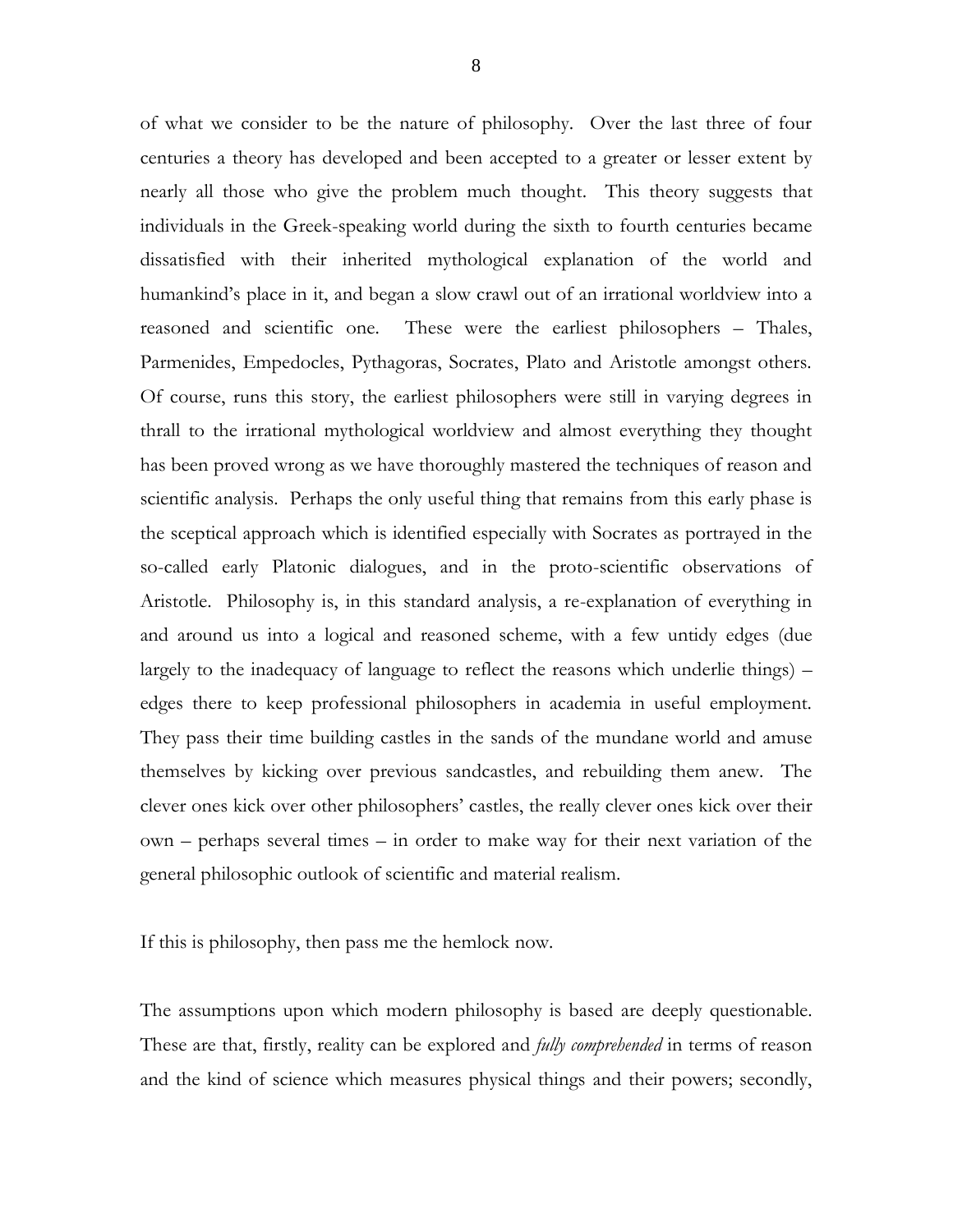of what we consider to be the nature of philosophy. Over the last three of four centuries a theory has developed and been accepted to a greater or lesser extent by nearly all those who give the problem much thought. This theory suggests that individuals in the Greek-speaking world during the sixth to fourth centuries became dissatisfied with their inherited mythological explanation of the world and humankind's place in it, and began a slow crawl out of an irrational worldview into a reasoned and scientific one. These were the earliest philosophers – Thales, Parmenides, Empedocles, Pythagoras, Socrates, Plato and Aristotle amongst others. Of course, runs this story, the earliest philosophers were still in varying degrees in thrall to the irrational mythological worldview and almost everything they thought has been proved wrong as we have thoroughly mastered the techniques of reason and scientific analysis. Perhaps the only useful thing that remains from this early phase is the sceptical approach which is identified especially with Socrates as portrayed in the so-called early Platonic dialogues, and in the proto-scientific observations of Aristotle. Philosophy is, in this standard analysis, a re-explanation of everything in and around us into a logical and reasoned scheme, with a few untidy edges (due largely to the inadequacy of language to reflect the reasons which underlie things) – edges there to keep professional philosophers in academia in useful employment. They pass their time building castles in the sands of the mundane world and amuse themselves by kicking over previous sandcastles, and rebuilding them anew. The clever ones kick over other philosophers' castles, the really clever ones kick over their own – perhaps several times – in order to make way for their next variation of the general philosophic outlook of scientific and material realism.

If this is philosophy, then pass me the hemlock now.

The assumptions upon which modern philosophy is based are deeply questionable. These are that, firstly, reality can be explored and *fully comprehended* in terms of reason and the kind of science which measures physical things and their powers; secondly,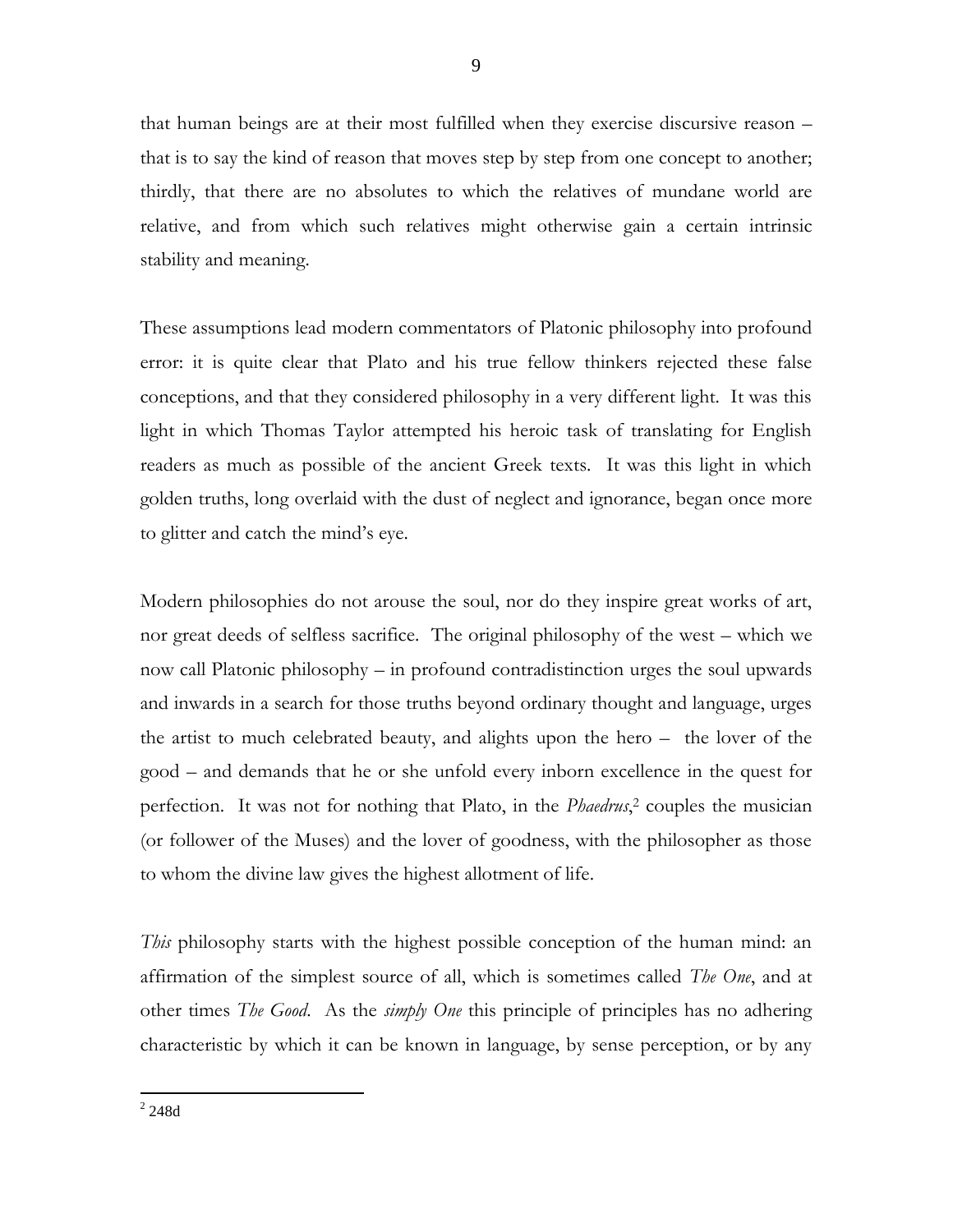that human beings are at their most fulfilled when they exercise discursive reason – that is to say the kind of reason that moves step by step from one concept to another; thirdly, that there are no absolutes to which the relatives of mundane world are relative, and from which such relatives might otherwise gain a certain intrinsic stability and meaning.

These assumptions lead modern commentators of Platonic philosophy into profound error: it is quite clear that Plato and his true fellow thinkers rejected these false conceptions, and that they considered philosophy in a very different light. It was this light in which Thomas Taylor attempted his heroic task of translating for English readers as much as possible of the ancient Greek texts. It was this light in which golden truths, long overlaid with the dust of neglect and ignorance, began once more to glitter and catch the mind's eye.

Modern philosophies do not arouse the soul, nor do they inspire great works of art, nor great deeds of selfless sacrifice. The original philosophy of the west – which we now call Platonic philosophy – in profound contradistinction urges the soul upwards and inwards in a search for those truths beyond ordinary thought and language, urges the artist to much celebrated beauty, and alights upon the hero – the lover of the good – and demands that he or she unfold every inborn excellence in the quest for perfection. It was not for nothing that Plato, in the *Phaedrus*,[2] couples the musician (or follower of the Muses) and the lover of goodness, with the philosopher as those to whom the divine law gives the highest allotment of life.

*This* philosophy starts with the highest possible conception of the human mind: an affirmation of the simplest source of all, which is sometimes called *The One*, and at other times *The Good*. As the *simply One* this principle of principles has no adhering characteristic by which it can be known in language, by sense perception, or by any

[2] 248d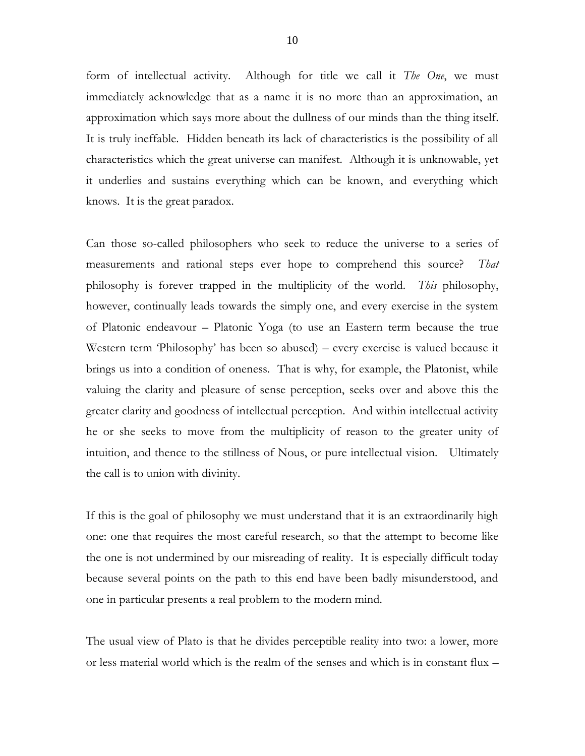form of intellectual activity. Although for title we call it *The One*, we must immediately acknowledge that as a name it is no more than an approximation, an approximation which says more about the dullness of our minds than the thing itself. It is truly ineffable. Hidden beneath its lack of characteristics is the possibility of all characteristics which the great universe can manifest. Although it is unknowable, yet it underlies and sustains everything which can be known, and everything which knows. It is the great paradox.

Can those so-called philosophers who seek to reduce the universe to a series of measurements and rational steps ever hope to comprehend this source? *That* philosophy is forever trapped in the multiplicity of the world. *This* philosophy, however, continually leads towards the simply one, and every exercise in the system of Platonic endeavour – Platonic Yoga (to use an Eastern term because the true Western term 'Philosophy' has been so abused) – every exercise is valued because it brings us into a condition of oneness. That is why, for example, the Platonist, while valuing the clarity and pleasure of sense perception, seeks over and above this the greater clarity and goodness of intellectual perception. And within intellectual activity he or she seeks to move from the multiplicity of reason to the greater unity of intuition, and thence to the stillness of Nous, or pure intellectual vision. Ultimately the call is to union with divinity.

If this is the goal of philosophy we must understand that it is an extraordinarily high one: one that requires the most careful research, so that the attempt to become like the one is not undermined by our misreading of reality. It is especially difficult today because several points on the path to this end have been badly misunderstood, and one in particular presents a real problem to the modern mind.

The usual view of Plato is that he divides perceptible reality into two: a lower, more or less material world which is the realm of the senses and which is in constant flux –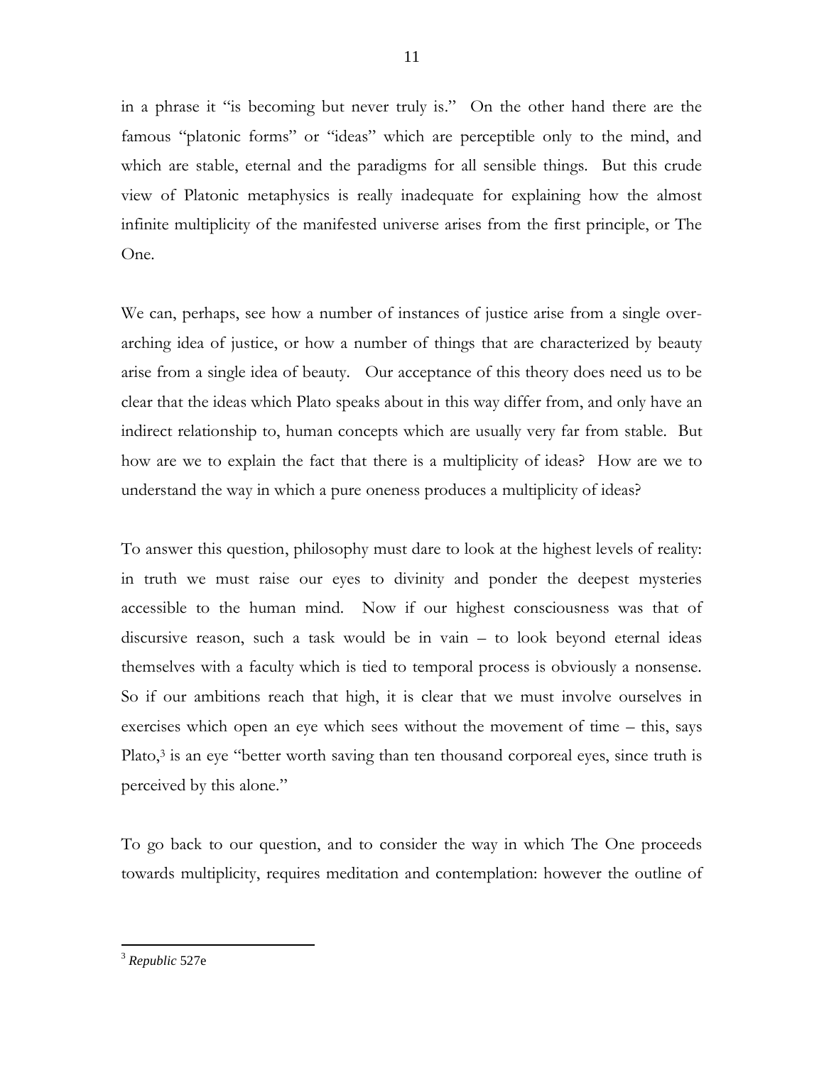in a phrase it "is becoming but never truly is." On the other hand there are the famous "platonic forms" or "ideas" which are perceptible only to the mind, and which are stable, eternal and the paradigms for all sensible things. But this crude view of Platonic metaphysics is really inadequate for explaining how the almost infinite multiplicity of the manifested universe arises from the first principle, or The One.

We can, perhaps, see how a number of instances of justice arise from a single over-arching idea of justice, or how a number of things that are characterized by beauty arise from a single idea of beauty. Our acceptance of this theory does need us to be clear that the ideas which Plato speaks about in this way differ from, and only have an indirect relationship to, human concepts which are usually very far from stable. But how are we to explain the fact that there is a multiplicity of ideas? How are we to understand the way in which a pure oneness produces a multiplicity of ideas?

To answer this question, philosophy must dare to look at the highest levels of reality: in truth we must raise our eyes to divinity and ponder the deepest mysteries accessible to the human mind. Now if our highest consciousness was that of discursive reason, such a task would be in vain – to look beyond eternal ideas themselves with a faculty which is tied to temporal process is obviously a nonsense. So if our ambitions reach that high, it is clear that we must involve ourselves in exercises which open an eye which sees without the movement of time – this, says Plato,[3] is an eye "better worth saving than ten thousand corporeal eyes, since truth is perceived by this alone."

To go back to our question, and to consider the way in which The One proceeds towards multiplicity, requires meditation and contemplation: however the outline of

---

[3] *Republic* 527e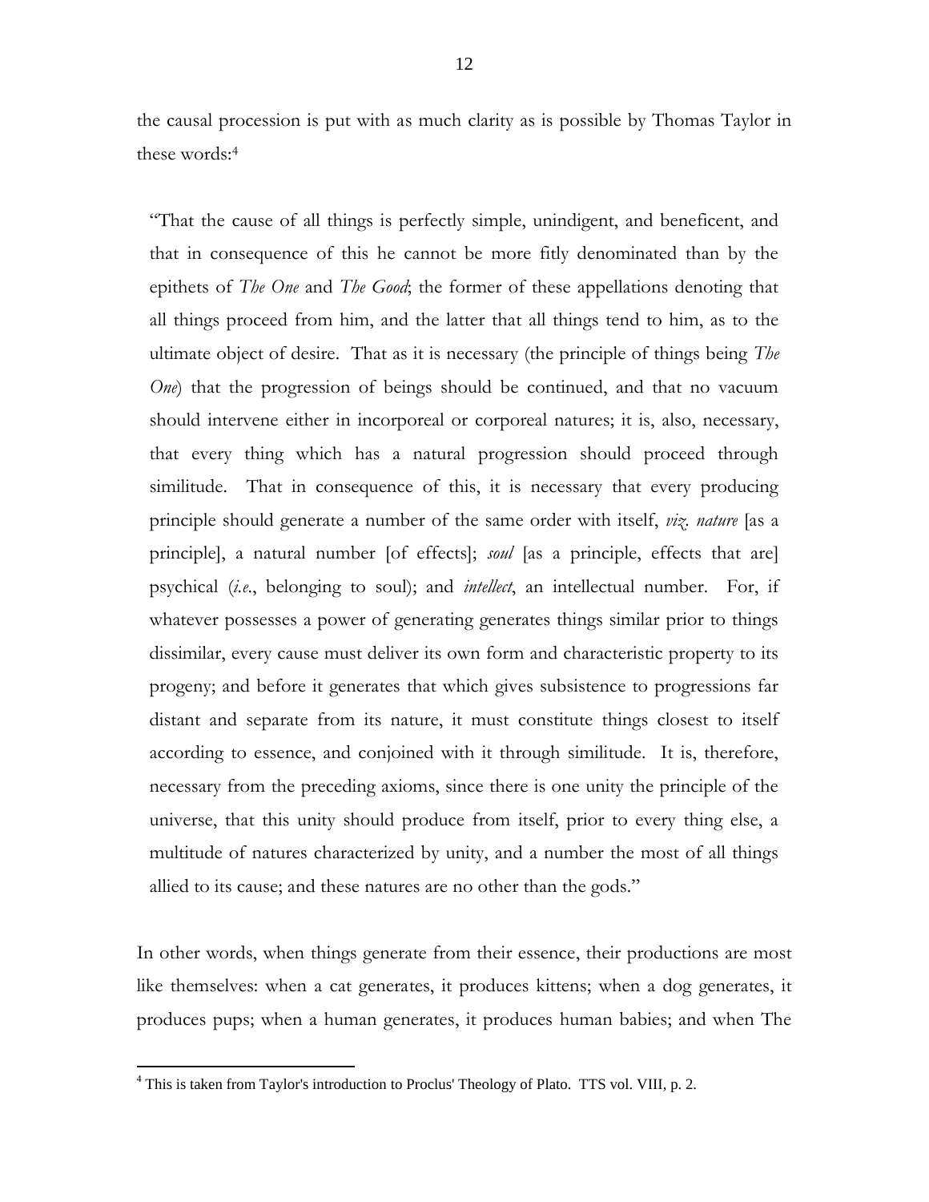the causal procession is put with as much clarity as is possible by Thomas Taylor in these words:[4]

> "That the cause of all things is perfectly simple, unindigent, and beneficent, and that in consequence of this he cannot be more fitly denominated than by the epithets of *The One* and *The Good*; the former of these appellations denoting that all things proceed from him, and the latter that all things tend to him, as to the ultimate object of desire. That as it is necessary (the principle of things being *The One*) that the progression of beings should be continued, and that no vacuum should intervene either in incorporeal or corporeal natures; it is, also, necessary, that every thing which has a natural progression should proceed through similitude. That in consequence of this, it is necessary that every producing principle should generate a number of the same order with itself, *viz. nature* [as a principle], a natural number [of effects]; *soul* [as a principle, effects that are] psychical (*i.e.*, belonging to soul); and *intellect*, an intellectual number. For, if whatever possesses a power of generating generates things similar prior to things dissimilar, every cause must deliver its own form and characteristic property to its progeny; and before it generates that which gives subsistence to progressions far distant and separate from its nature, it must constitute things closest to itself according to essence, and conjoined with it through similitude. It is, therefore, necessary from the preceding axioms, since there is one unity the principle of the universe, that this unity should produce from itself, prior to every thing else, a multitude of natures characterized by unity, and a number the most of all things allied to its cause; and these natures are no other than the gods."

In other words, when things generate from their essence, their productions are most like themselves: when a cat generates, it produces kittens; when a dog generates, it produces pups; when a human generates, it produces human babies; and when The

[4] This is taken from Taylor's introduction to Proclus' Theology of Plato. TTS vol. VIII, p. 2.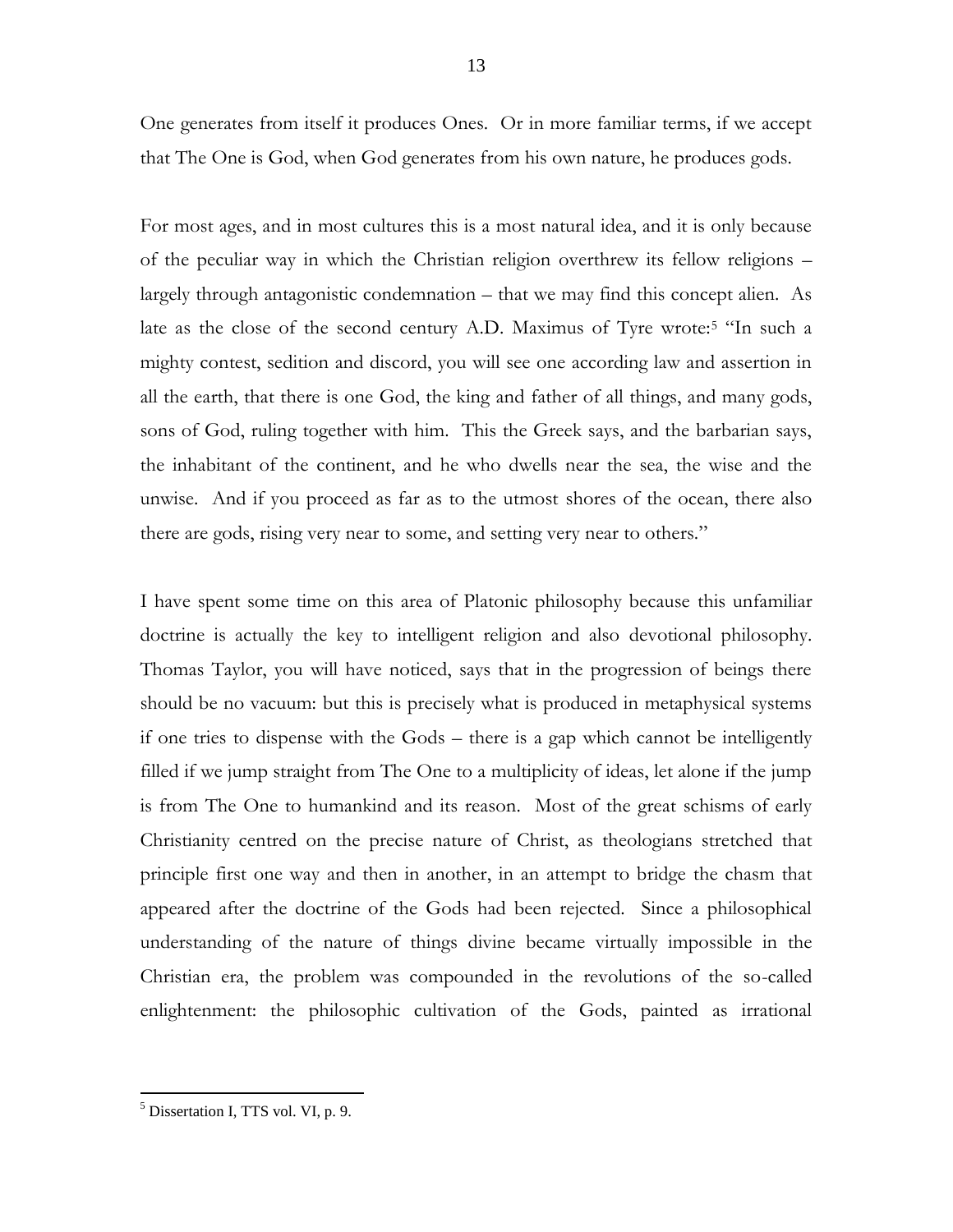One generates from itself it produces Ones. Or in more familiar terms, if we accept that The One is God, when God generates from his own nature, he produces gods.

For most ages, and in most cultures this is a most natural idea, and it is only because of the peculiar way in which the Christian religion overthrew its fellow religions – largely through antagonistic condemnation – that we may find this concept alien. As late as the close of the second century A.D. Maximus of Tyre wrote:[5] "In such a mighty contest, sedition and discord, you will see one according law and assertion in all the earth, that there is one God, the king and father of all things, and many gods, sons of God, ruling together with him. This the Greek says, and the barbarian says, the inhabitant of the continent, and he who dwells near the sea, the wise and the unwise. And if you proceed as far as to the utmost shores of the ocean, there also there are gods, rising very near to some, and setting very near to others."

I have spent some time on this area of Platonic philosophy because this unfamiliar doctrine is actually the key to intelligent religion and also devotional philosophy. Thomas Taylor, you will have noticed, says that in the progression of beings there should be no vacuum: but this is precisely what is produced in metaphysical systems if one tries to dispense with the Gods – there is a gap which cannot be intelligently filled if we jump straight from The One to a multiplicity of ideas, let alone if the jump is from The One to humankind and its reason. Most of the great schisms of early Christianity centred on the precise nature of Christ, as theologians stretched that principle first one way and then in another, in an attempt to bridge the chasm that appeared after the doctrine of the Gods had been rejected. Since a philosophical understanding of the nature of things divine became virtually impossible in the Christian era, the problem was compounded in the revolutions of the so-called enlightenment: the philosophic cultivation of the Gods, painted as irrational

---

[5] Dissertation I, TTS vol. VI, p. 9.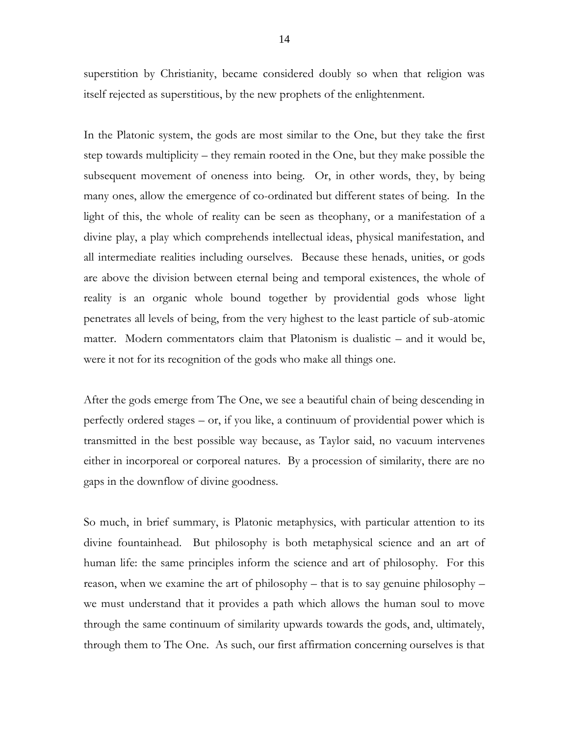superstition by Christianity, became considered doubly so when that religion was itself rejected as superstitious, by the new prophets of the enlightenment.

In the Platonic system, the gods are most similar to the One, but they take the first step towards multiplicity – they remain rooted in the One, but they make possible the subsequent movement of oneness into being. Or, in other words, they, by being many ones, allow the emergence of co-ordinated but different states of being. In the light of this, the whole of reality can be seen as theophany, or a manifestation of a divine play, a play which comprehends intellectual ideas, physical manifestation, and all intermediate realities including ourselves. Because these henads, unities, or gods are above the division between eternal being and temporal existences, the whole of reality is an organic whole bound together by providential gods whose light penetrates all levels of being, from the very highest to the least particle of sub-atomic matter. Modern commentators claim that Platonism is dualistic – and it would be, were it not for its recognition of the gods who make all things one.

After the gods emerge from The One, we see a beautiful chain of being descending in perfectly ordered stages – or, if you like, a continuum of providential power which is transmitted in the best possible way because, as Taylor said, no vacuum intervenes either in incorporeal or corporeal natures. By a procession of similarity, there are no gaps in the downflow of divine goodness.

So much, in brief summary, is Platonic metaphysics, with particular attention to its divine fountainhead. But philosophy is both metaphysical science and an art of human life: the same principles inform the science and art of philosophy. For this reason, when we examine the art of philosophy – that is to say genuine philosophy – we must understand that it provides a path which allows the human soul to move through the same continuum of similarity upwards towards the gods, and, ultimately, through them to The One. As such, our first affirmation concerning ourselves is that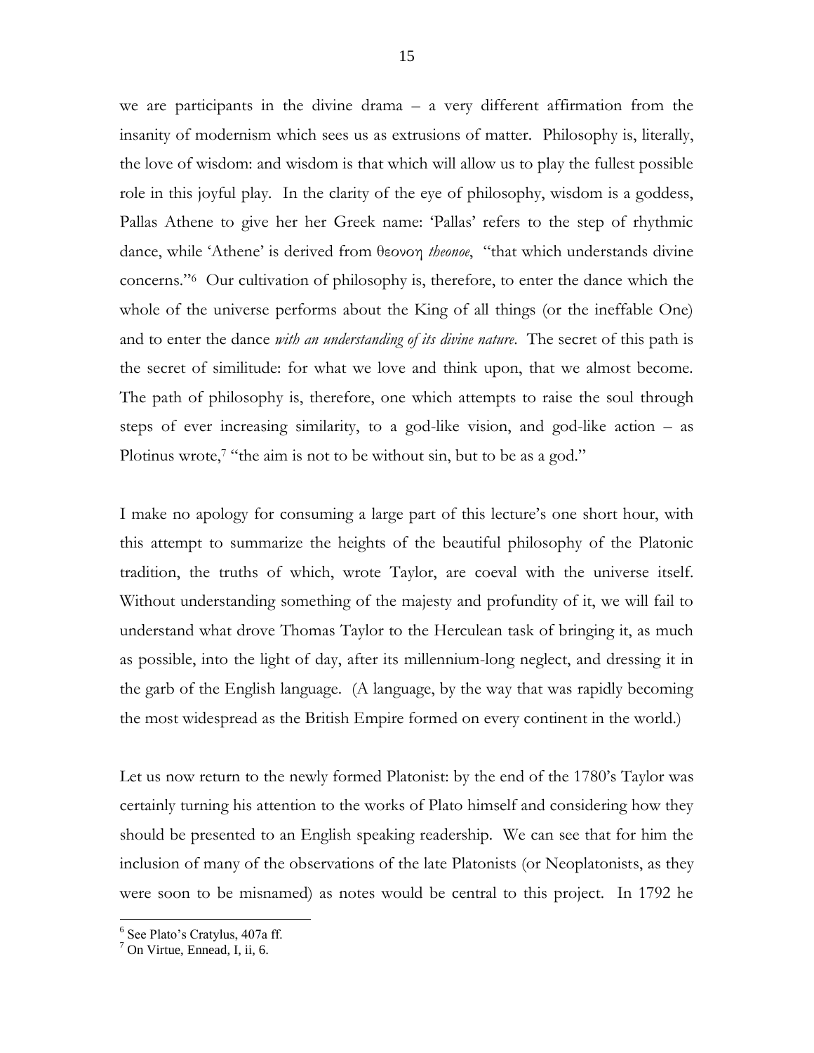we are participants in the divine drama – a very different affirmation from the insanity of modernism which sees us as extrusions of matter. Philosophy is, literally, the love of wisdom: and wisdom is that which will allow us to play the fullest possible role in this joyful play. In the clarity of the eye of philosophy, wisdom is a goddess, Pallas Athene to give her her Greek name: 'Pallas' refers to the step of rhythmic dance, while 'Athene' is derived from θεονοη *theonoe*, "that which understands divine concerns."[6] Our cultivation of philosophy is, therefore, to enter the dance which the whole of the universe performs about the King of all things (or the ineffable One) and to enter the dance *with an understanding of its divine nature.* The secret of this path is the secret of similitude: for what we love and think upon, that we almost become. The path of philosophy is, therefore, one which attempts to raise the soul through steps of ever increasing similarity, to a god-like vision, and god-like action – as Plotinus wrote,[7] "the aim is not to be without sin, but to be as a god."

I make no apology for consuming a large part of this lecture's one short hour, with this attempt to summarize the heights of the beautiful philosophy of the Platonic tradition, the truths of which, wrote Taylor, are coeval with the universe itself. Without understanding something of the majesty and profundity of it, we will fail to understand what drove Thomas Taylor to the Herculean task of bringing it, as much as possible, into the light of day, after its millennium-long neglect, and dressing it in the garb of the English language. (A language, by the way that was rapidly becoming the most widespread as the British Empire formed on every continent in the world.)

Let us now return to the newly formed Platonist: by the end of the 1780's Taylor was certainly turning his attention to the works of Plato himself and considering how they should be presented to an English speaking readership. We can see that for him the inclusion of many of the observations of the late Platonists (or Neoplatonists, as they were soon to be misnamed) as notes would be central to this project. In 1792 he

---

[6] See Plato's Cratylus, 407a ff.

[7] On Virtue, Ennead, I, ii, 6.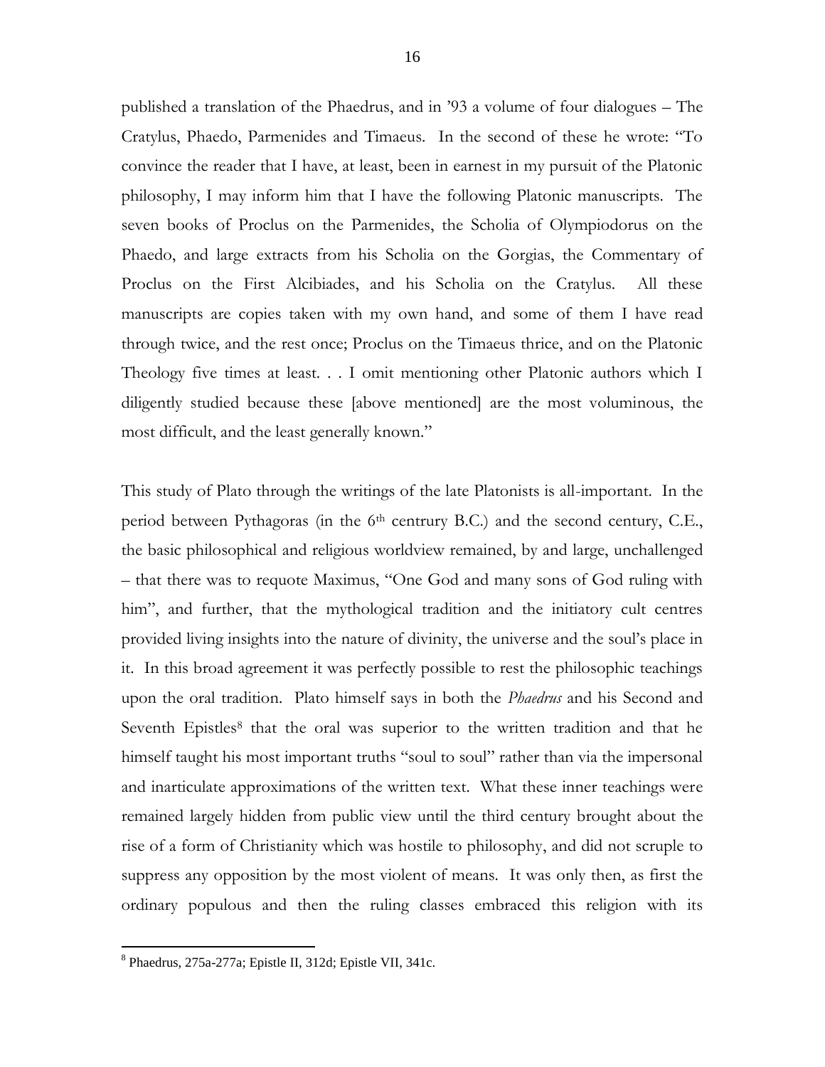published a translation of the Phaedrus, and in '93 a volume of four dialogues – The Cratylus, Phaedo, Parmenides and Timaeus. In the second of these he wrote: "To convince the reader that I have, at least, been in earnest in my pursuit of the Platonic philosophy, I may inform him that I have the following Platonic manuscripts. The seven books of Proclus on the Parmenides, the Scholia of Olympiodorus on the Phaedo, and large extracts from his Scholia on the Gorgias, the Commentary of Proclus on the First Alcibiades, and his Scholia on the Cratylus. All these manuscripts are copies taken with my own hand, and some of them I have read through twice, and the rest once; Proclus on the Timaeus thrice, and on the Platonic Theology five times at least. . . I omit mentioning other Platonic authors which I diligently studied because these [above mentioned] are the most voluminous, the most difficult, and the least generally known."

This study of Plato through the writings of the late Platonists is all-important. In the period between Pythagoras (in the 6th centrury B.C.) and the second century, C.E., the basic philosophical and religious worldview remained, by and large, unchallenged – that there was to requote Maximus, "One God and many sons of God ruling with him", and further, that the mythological tradition and the initiatory cult centres provided living insights into the nature of divinity, the universe and the soul's place in it. In this broad agreement it was perfectly possible to rest the philosophic teachings upon the oral tradition. Plato himself says in both the *Phaedrus* and his Second and Seventh Epistles[8] that the oral was superior to the written tradition and that he himself taught his most important truths "soul to soul" rather than via the impersonal and inarticulate approximations of the written text. What these inner teachings were remained largely hidden from public view until the third century brought about the rise of a form of Christianity which was hostile to philosophy, and did not scruple to suppress any opposition by the most violent of means. It was only then, as first the ordinary populous and then the ruling classes embraced this religion with its

[8] Phaedrus, 275a-277a; Epistle II, 312d; Epistle VII, 341c.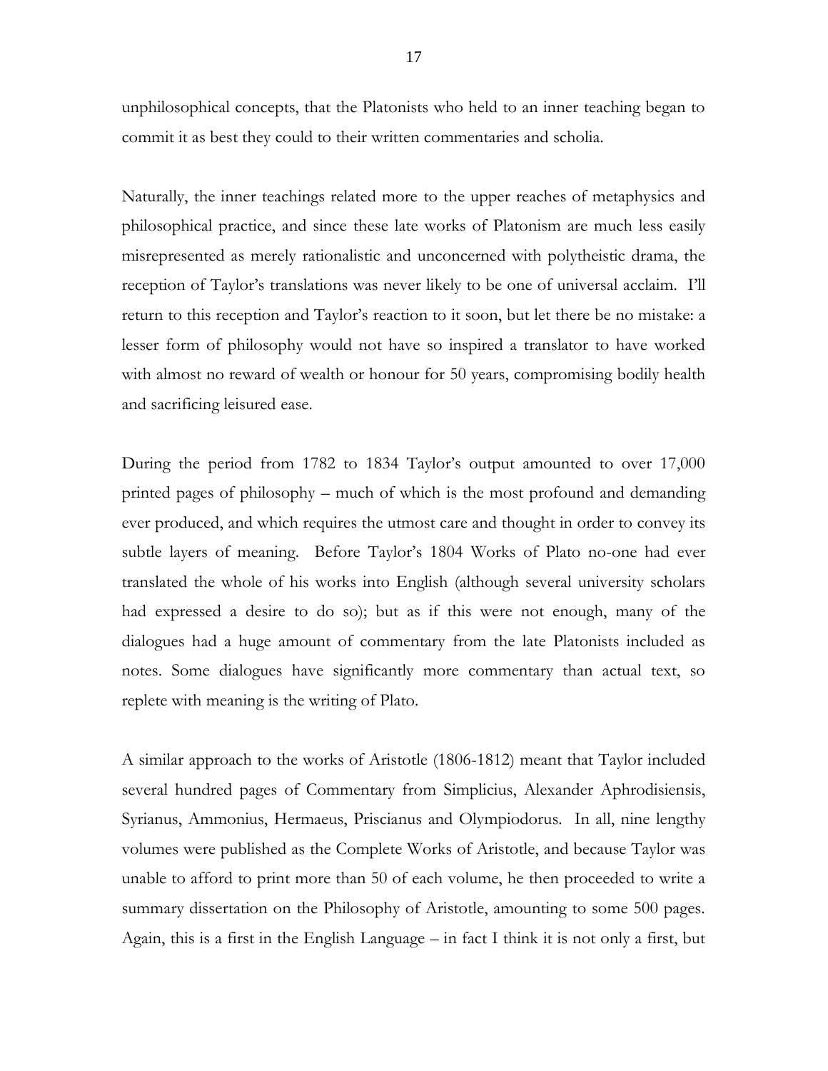unphilosophical concepts, that the Platonists who held to an inner teaching began to commit it as best they could to their written commentaries and scholia.

Naturally, the inner teachings related more to the upper reaches of metaphysics and philosophical practice, and since these late works of Platonism are much less easily misrepresented as merely rationalistic and unconcerned with polytheistic drama, the reception of Taylor's translations was never likely to be one of universal acclaim. I'll return to this reception and Taylor's reaction to it soon, but let there be no mistake: a lesser form of philosophy would not have so inspired a translator to have worked with almost no reward of wealth or honour for 50 years, compromising bodily health and sacrificing leisured ease.

During the period from 1782 to 1834 Taylor's output amounted to over 17,000 printed pages of philosophy – much of which is the most profound and demanding ever produced, and which requires the utmost care and thought in order to convey its subtle layers of meaning. Before Taylor's 1804 Works of Plato no-one had ever translated the whole of his works into English (although several university scholars had expressed a desire to do so); but as if this were not enough, many of the dialogues had a huge amount of commentary from the late Platonists included as notes. Some dialogues have significantly more commentary than actual text, so replete with meaning is the writing of Plato.

A similar approach to the works of Aristotle (1806-1812) meant that Taylor included several hundred pages of Commentary from Simplicius, Alexander Aphrodisiensis, Syrianus, Ammonius, Hermaeus, Priscianus and Olympiodorus. In all, nine lengthy volumes were published as the Complete Works of Aristotle, and because Taylor was unable to afford to print more than 50 of each volume, he then proceeded to write a summary dissertation on the Philosophy of Aristotle, amounting to some 500 pages. Again, this is a first in the English Language – in fact I think it is not only a first, but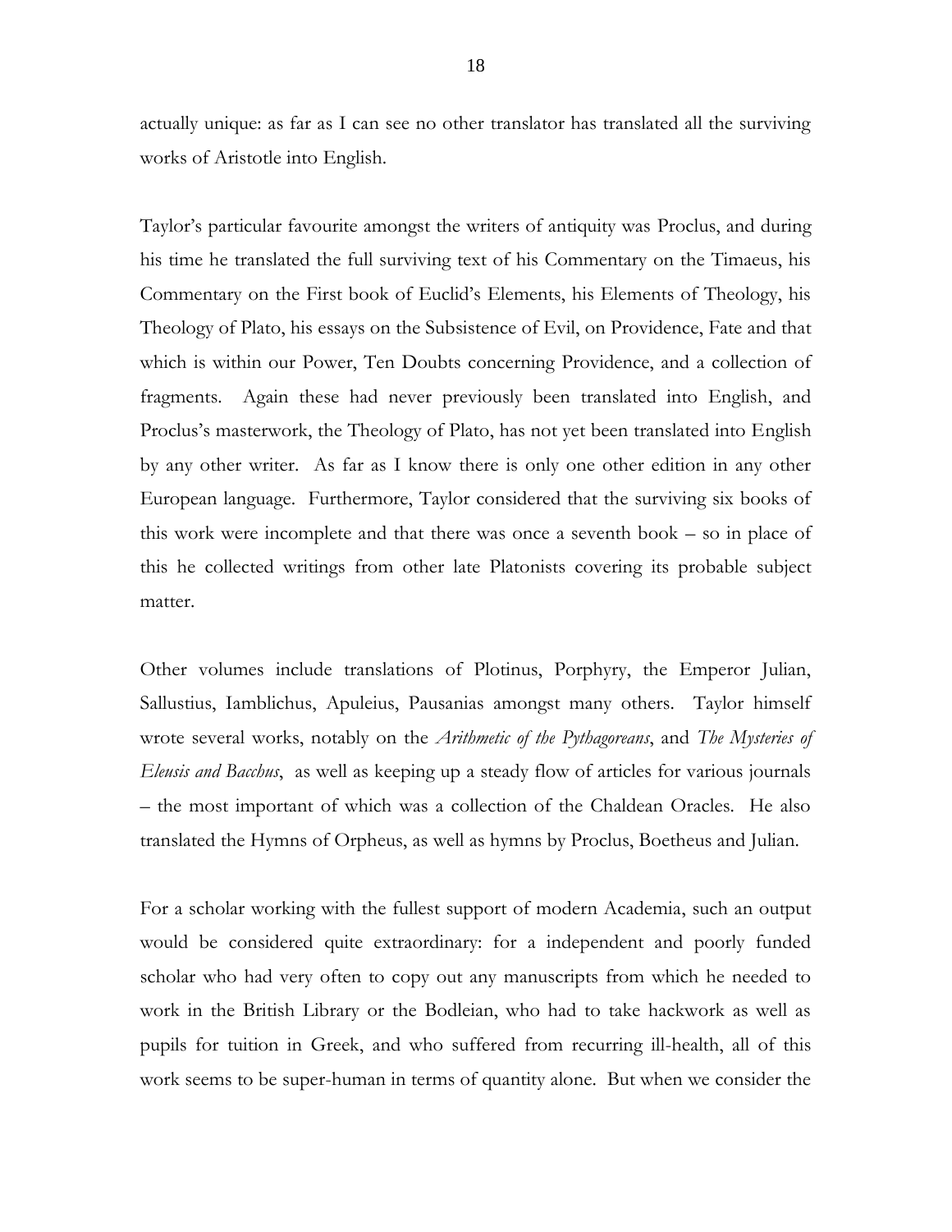actually unique: as far as I can see no other translator has translated all the surviving works of Aristotle into English.

Taylor's particular favourite amongst the writers of antiquity was Proclus, and during his time he translated the full surviving text of his Commentary on the Timaeus, his Commentary on the First book of Euclid's Elements, his Elements of Theology, his Theology of Plato, his essays on the Subsistence of Evil, on Providence, Fate and that which is within our Power, Ten Doubts concerning Providence, and a collection of fragments. Again these had never previously been translated into English, and Proclus's masterwork, the Theology of Plato, has not yet been translated into English by any other writer. As far as I know there is only one other edition in any other European language. Furthermore, Taylor considered that the surviving six books of this work were incomplete and that there was once a seventh book – so in place of this he collected writings from other late Platonists covering its probable subject matter.

Other volumes include translations of Plotinus, Porphyry, the Emperor Julian, Sallustius, Iamblichus, Apuleius, Pausanias amongst many others. Taylor himself wrote several works, notably on the *Arithmetic of the Pythagoreans*, and *The Mysteries of Eleusis and Bacchus*, as well as keeping up a steady flow of articles for various journals – the most important of which was a collection of the Chaldean Oracles. He also translated the Hymns of Orpheus, as well as hymns by Proclus, Boetheus and Julian.

For a scholar working with the fullest support of modern Academia, such an output would be considered quite extraordinary: for a independent and poorly funded scholar who had very often to copy out any manuscripts from which he needed to work in the British Library or the Bodleian, who had to take hackwork as well as pupils for tuition in Greek, and who suffered from recurring ill-health, all of this work seems to be super-human in terms of quantity alone. But when we consider the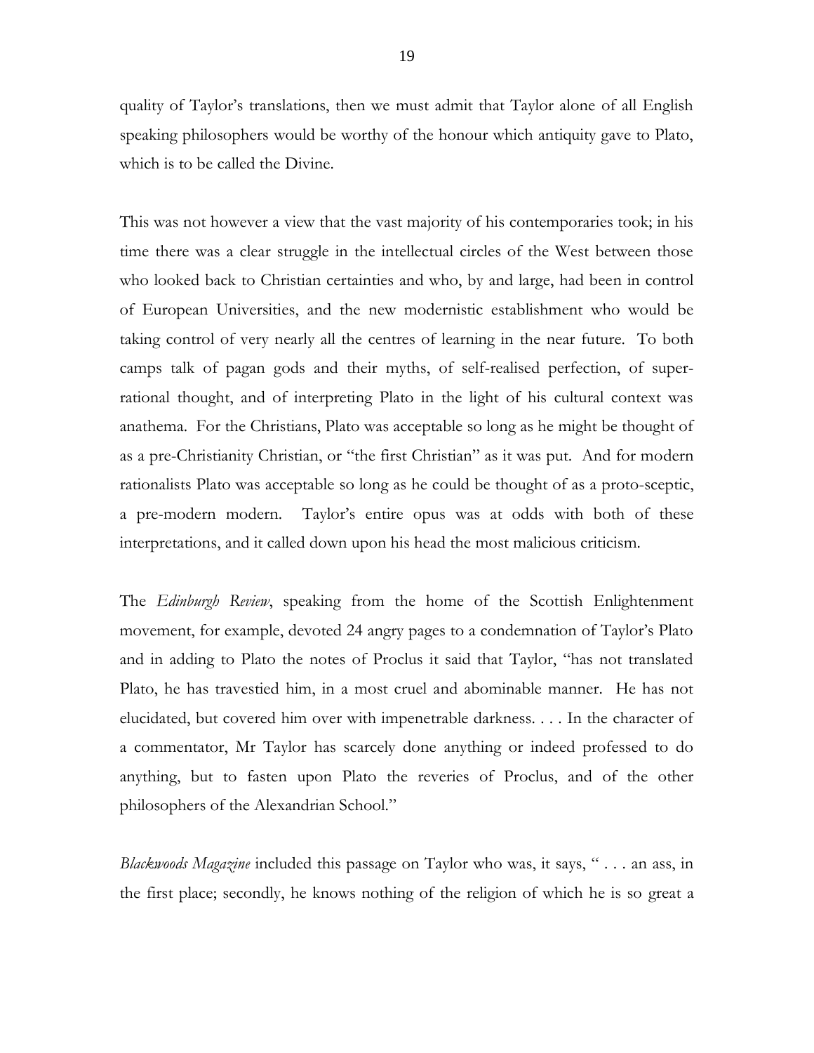quality of Taylor's translations, then we must admit that Taylor alone of all English speaking philosophers would be worthy of the honour which antiquity gave to Plato, which is to be called the Divine.

This was not however a view that the vast majority of his contemporaries took; in his time there was a clear struggle in the intellectual circles of the West between those who looked back to Christian certainties and who, by and large, had been in control of European Universities, and the new modernistic establishment who would be taking control of very nearly all the centres of learning in the near future. To both camps talk of pagan gods and their myths, of self-realised perfection, of super-rational thought, and of interpreting Plato in the light of his cultural context was anathema. For the Christians, Plato was acceptable so long as he might be thought of as a pre-Christianity Christian, or "the first Christian" as it was put. And for modern rationalists Plato was acceptable so long as he could be thought of as a proto-sceptic, a pre-modern modern. Taylor's entire opus was at odds with both of these interpretations, and it called down upon his head the most malicious criticism.

The *Edinburgh Review*, speaking from the home of the Scottish Enlightenment movement, for example, devoted 24 angry pages to a condemnation of Taylor's Plato and in adding to Plato the notes of Proclus it said that Taylor, "has not translated Plato, he has travestied him, in a most cruel and abominable manner. He has not elucidated, but covered him over with impenetrable darkness. . . . In the character of a commentator, Mr Taylor has scarcely done anything or indeed professed to do anything, but to fasten upon Plato the reveries of Proclus, and of the other philosophers of the Alexandrian School."

*Blackwoods Magazine* included this passage on Taylor who was, it says, " . . . an ass, in the first place; secondly, he knows nothing of the religion of which he is so great a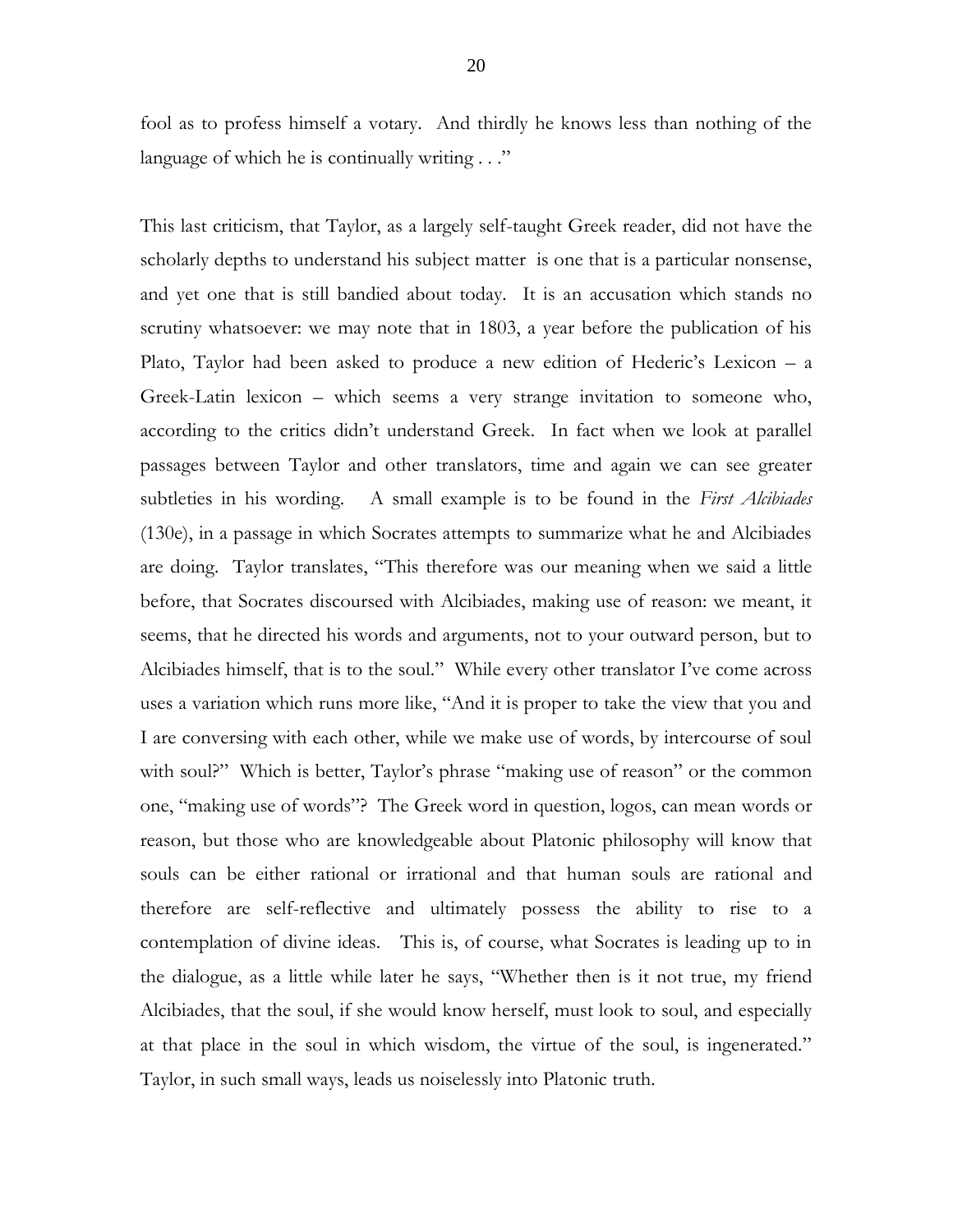fool as to profess himself a votary. And thirdly he knows less than nothing of the language of which he is continually writing . . ."

This last criticism, that Taylor, as a largely self-taught Greek reader, did not have the scholarly depths to understand his subject matter is one that is a particular nonsense, and yet one that is still bandied about today. It is an accusation which stands no scrutiny whatsoever: we may note that in 1803, a year before the publication of his Plato, Taylor had been asked to produce a new edition of Hederic's Lexicon – a Greek-Latin lexicon – which seems a very strange invitation to someone who, according to the critics didn't understand Greek. In fact when we look at parallel passages between Taylor and other translators, time and again we can see greater subtleties in his wording. A small example is to be found in the *First Alcibiades* (130e), in a passage in which Socrates attempts to summarize what he and Alcibiades are doing. Taylor translates, "This therefore was our meaning when we said a little before, that Socrates discoursed with Alcibiades, making use of reason: we meant, it seems, that he directed his words and arguments, not to your outward person, but to Alcibiades himself, that is to the soul." While every other translator I've come across uses a variation which runs more like, "And it is proper to take the view that you and I are conversing with each other, while we make use of words, by intercourse of soul with soul?" Which is better, Taylor's phrase "making use of reason" or the common one, "making use of words"? The Greek word in question, logos, can mean words or reason, but those who are knowledgeable about Platonic philosophy will know that souls can be either rational or irrational and that human souls are rational and therefore are self-reflective and ultimately possess the ability to rise to a contemplation of divine ideas. This is, of course, what Socrates is leading up to in the dialogue, as a little while later he says, "Whether then is it not true, my friend Alcibiades, that the soul, if she would know herself, must look to soul, and especially at that place in the soul in which wisdom, the virtue of the soul, is ingenerated." Taylor, in such small ways, leads us noiselessly into Platonic truth.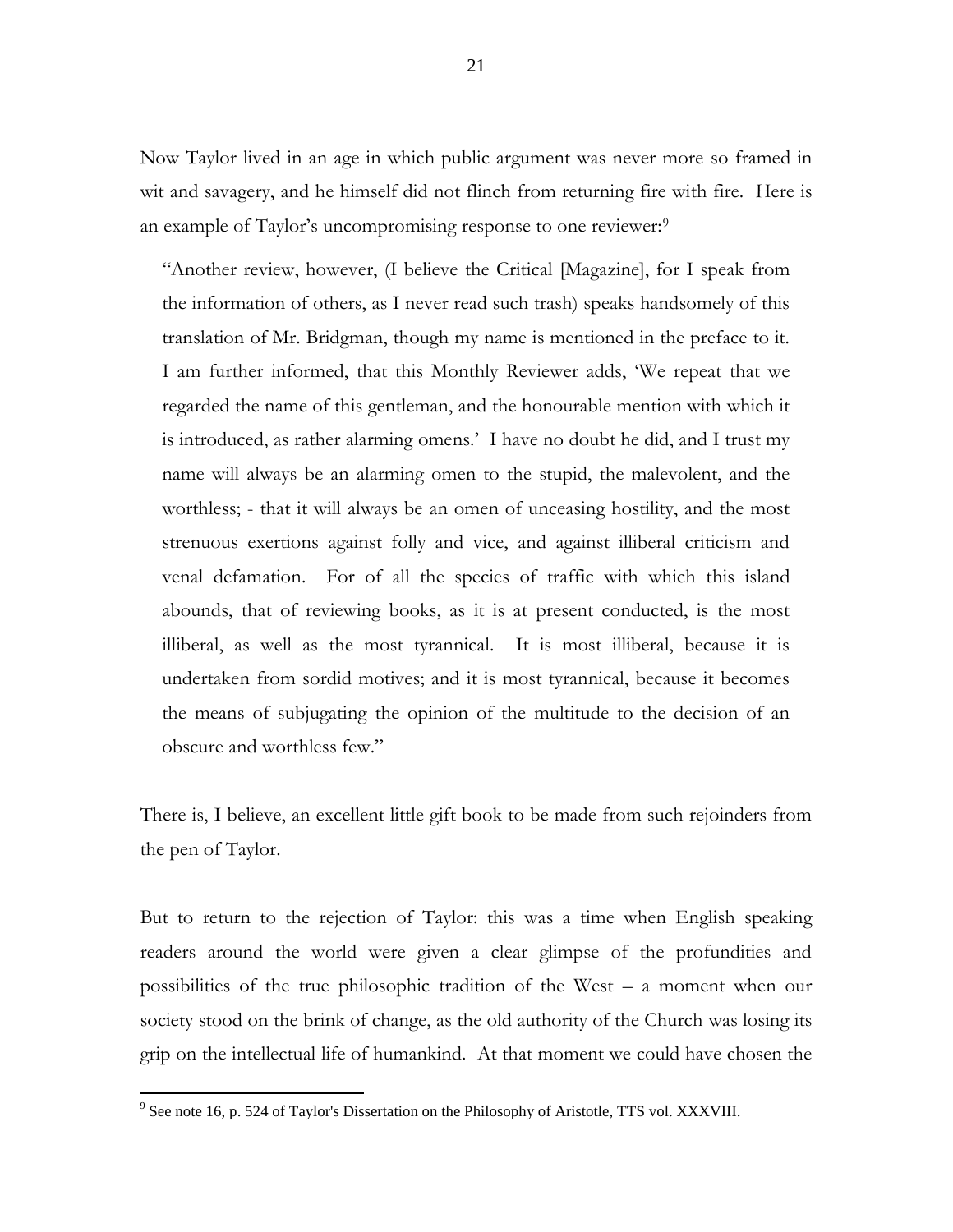Now Taylor lived in an age in which public argument was never more so framed in wit and savagery, and he himself did not flinch from returning fire with fire. Here is an example of Taylor's uncompromising response to one reviewer:[9]

> "Another review, however, (I believe the Critical [Magazine], for I speak from the information of others, as I never read such trash) speaks handsomely of this translation of Mr. Bridgman, though my name is mentioned in the preface to it. I am further informed, that this Monthly Reviewer adds, 'We repeat that we regarded the name of this gentleman, and the honourable mention with which it is introduced, as rather alarming omens.' I have no doubt he did, and I trust my name will always be an alarming omen to the stupid, the malevolent, and the worthless; - that it will always be an omen of unceasing hostility, and the most strenuous exertions against folly and vice, and against illiberal criticism and venal defamation. For of all the species of traffic with which this island abounds, that of reviewing books, as it is at present conducted, is the most illiberal, as well as the most tyrannical. It is most illiberal, because it is undertaken from sordid motives; and it is most tyrannical, because it becomes the means of subjugating the opinion of the multitude to the decision of an obscure and worthless few."

There is, I believe, an excellent little gift book to be made from such rejoinders from the pen of Taylor.

But to return to the rejection of Taylor: this was a time when English speaking readers around the world were given a clear glimpse of the profundities and possibilities of the true philosophic tradition of the West – a moment when our society stood on the brink of change, as the old authority of the Church was losing its grip on the intellectual life of humankind. At that moment we could have chosen the

[9] See note 16, p. 524 of Taylor's Dissertation on the Philosophy of Aristotle, TTS vol. XXXVIII.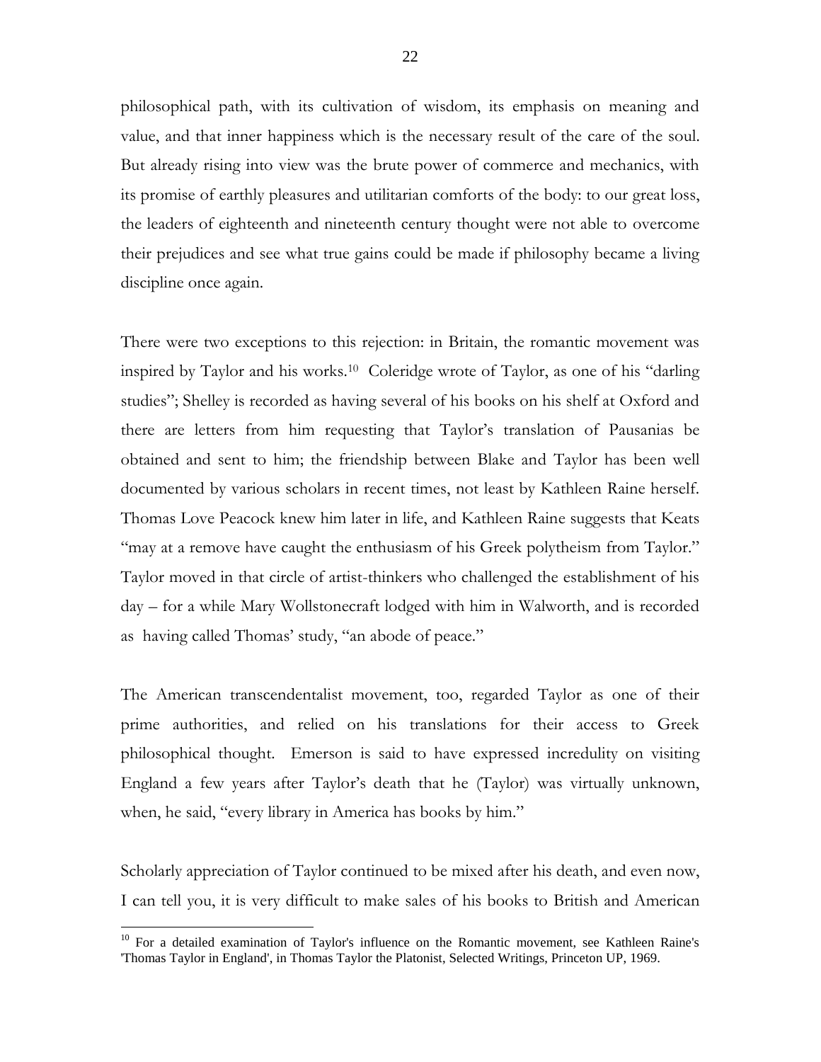philosophical path, with its cultivation of wisdom, its emphasis on meaning and value, and that inner happiness which is the necessary result of the care of the soul. But already rising into view was the brute power of commerce and mechanics, with its promise of earthly pleasures and utilitarian comforts of the body: to our great loss, the leaders of eighteenth and nineteenth century thought were not able to overcome their prejudices and see what true gains could be made if philosophy became a living discipline once again.

There were two exceptions to this rejection: in Britain, the romantic movement was inspired by Taylor and his works.[10] Coleridge wrote of Taylor, as one of his "darling studies"; Shelley is recorded as having several of his books on his shelf at Oxford and there are letters from him requesting that Taylor's translation of Pausanias be obtained and sent to him; the friendship between Blake and Taylor has been well documented by various scholars in recent times, not least by Kathleen Raine herself. Thomas Love Peacock knew him later in life, and Kathleen Raine suggests that Keats "may at a remove have caught the enthusiasm of his Greek polytheism from Taylor." Taylor moved in that circle of artist-thinkers who challenged the establishment of his day – for a while Mary Wollstonecraft lodged with him in Walworth, and is recorded as having called Thomas' study, "an abode of peace."

The American transcendentalist movement, too, regarded Taylor as one of their prime authorities, and relied on his translations for their access to Greek philosophical thought. Emerson is said to have expressed incredulity on visiting England a few years after Taylor's death that he (Taylor) was virtually unknown, when, he said, "every library in America has books by him."

Scholarly appreciation of Taylor continued to be mixed after his death, and even now, I can tell you, it is very difficult to make sales of his books to British and American

---

[10] For a detailed examination of Taylor's influence on the Romantic movement, see Kathleen Raine's 'Thomas Taylor in England', in Thomas Taylor the Platonist, Selected Writings, Princeton UP, 1969.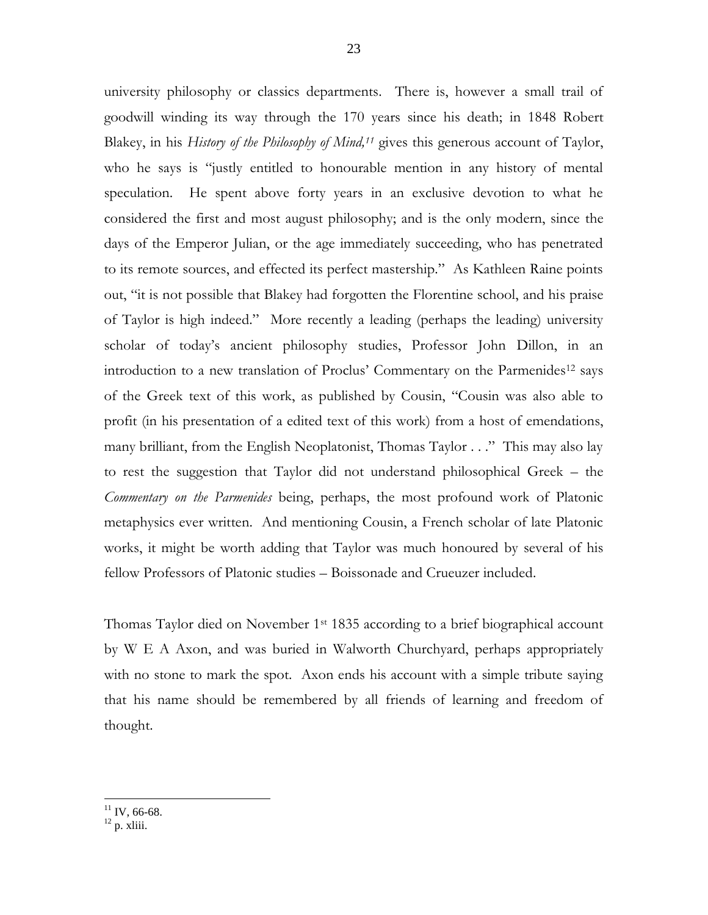university philosophy or classics departments. There is, however a small trail of goodwill winding its way through the 170 years since his death; in 1848 Robert Blakey, in his *History of the Philosophy of Mind,*[11] gives this generous account of Taylor, who he says is "justly entitled to honourable mention in any history of mental speculation. He spent above forty years in an exclusive devotion to what he considered the first and most august philosophy; and is the only modern, since the days of the Emperor Julian, or the age immediately succeeding, who has penetrated to its remote sources, and effected its perfect mastership." As Kathleen Raine points out, "it is not possible that Blakey had forgotten the Florentine school, and his praise of Taylor is high indeed." More recently a leading (perhaps the leading) university scholar of today's ancient philosophy studies, Professor John Dillon, in an introduction to a new translation of Proclus' Commentary on the Parmenides[12] says of the Greek text of this work, as published by Cousin, "Cousin was also able to profit (in his presentation of a edited text of this work) from a host of emendations, many brilliant, from the English Neoplatonist, Thomas Taylor . . ." This may also lay to rest the suggestion that Taylor did not understand philosophical Greek – the *Commentary on the Parmenides* being, perhaps, the most profound work of Platonic metaphysics ever written. And mentioning Cousin, a French scholar of late Platonic works, it might be worth adding that Taylor was much honoured by several of his fellow Professors of Platonic studies – Boissonade and Crueuzer included.

Thomas Taylor died on November 1st 1835 according to a brief biographical account by W E A Axon, and was buried in Walworth Churchyard, perhaps appropriately with no stone to mark the spot. Axon ends his account with a simple tribute saying that his name should be remembered by all friends of learning and freedom of thought.

---

[11] IV, 66-68.

[12] p. xliii.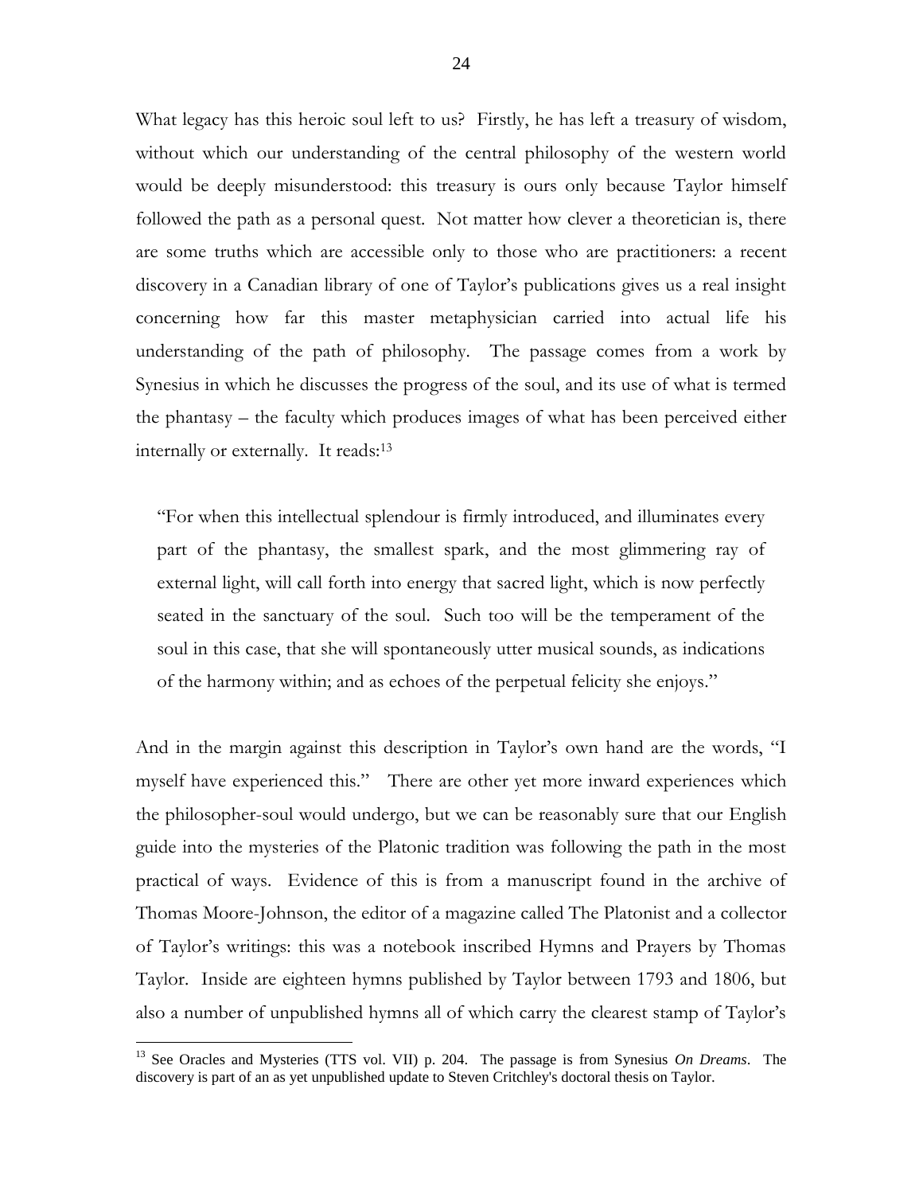What legacy has this heroic soul left to us? Firstly, he has left a treasury of wisdom, without which our understanding of the central philosophy of the western world would be deeply misunderstood: this treasury is ours only because Taylor himself followed the path as a personal quest. Not matter how clever a theoretician is, there are some truths which are accessible only to those who are practitioners: a recent discovery in a Canadian library of one of Taylor's publications gives us a real insight concerning how far this master metaphysician carried into actual life his understanding of the path of philosophy. The passage comes from a work by Synesius in which he discusses the progress of the soul, and its use of what is termed the phantasy – the faculty which produces images of what has been perceived either internally or externally. It reads:[13]

> "For when this intellectual splendour is firmly introduced, and illuminates every part of the phantasy, the smallest spark, and the most glimmering ray of external light, will call forth into energy that sacred light, which is now perfectly seated in the sanctuary of the soul. Such too will be the temperament of the soul in this case, that she will spontaneously utter musical sounds, as indications of the harmony within; and as echoes of the perpetual felicity she enjoys."

And in the margin against this description in Taylor's own hand are the words, "I myself have experienced this." There are other yet more inward experiences which the philosopher-soul would undergo, but we can be reasonably sure that our English guide into the mysteries of the Platonic tradition was following the path in the most practical of ways. Evidence of this is from a manuscript found in the archive of Thomas Moore-Johnson, the editor of a magazine called The Platonist and a collector of Taylor's writings: this was a notebook inscribed Hymns and Prayers by Thomas Taylor. Inside are eighteen hymns published by Taylor between 1793 and 1806, but also a number of unpublished hymns all of which carry the clearest stamp of Taylor's

---

[13] See Oracles and Mysteries (TTS vol. VII) p. 204. The passage is from Synesius *On Dreams*. The discovery is part of an as yet unpublished update to Steven Critchley's doctoral thesis on Taylor.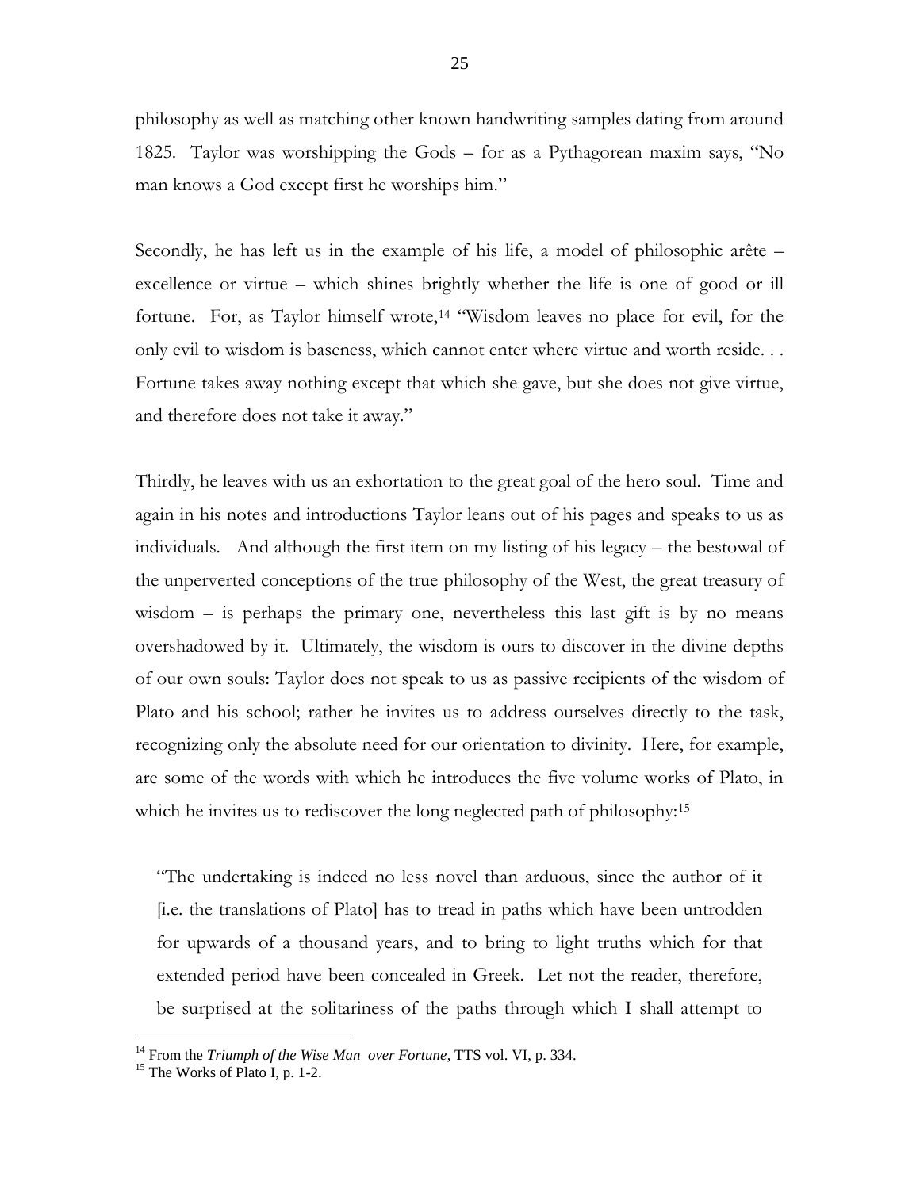philosophy as well as matching other known handwriting samples dating from around 1825. Taylor was worshipping the Gods – for as a Pythagorean maxim says, "No man knows a God except first he worships him."

Secondly, he has left us in the example of his life, a model of philosophic arête – excellence or virtue – which shines brightly whether the life is one of good or ill fortune. For, as Taylor himself wrote,[14] "Wisdom leaves no place for evil, for the only evil to wisdom is baseness, which cannot enter where virtue and worth reside. . . Fortune takes away nothing except that which she gave, but she does not give virtue, and therefore does not take it away."

Thirdly, he leaves with us an exhortation to the great goal of the hero soul. Time and again in his notes and introductions Taylor leans out of his pages and speaks to us as individuals. And although the first item on my listing of his legacy – the bestowal of the unperverted conceptions of the true philosophy of the West, the great treasury of wisdom – is perhaps the primary one, nevertheless this last gift is by no means overshadowed by it. Ultimately, the wisdom is ours to discover in the divine depths of our own souls: Taylor does not speak to us as passive recipients of the wisdom of Plato and his school; rather he invites us to address ourselves directly to the task, recognizing only the absolute need for our orientation to divinity. Here, for example, are some of the words with which he introduces the five volume works of Plato, in which he invites us to rediscover the long neglected path of philosophy:[15]

> "The undertaking is indeed no less novel than arduous, since the author of it [i.e. the translations of Plato] has to tread in paths which have been untrodden for upwards of a thousand years, and to bring to light truths which for that extended period have been concealed in Greek. Let not the reader, therefore, be surprised at the solitariness of the paths through which I shall attempt to

---

[14] From the *Triumph of the Wise Man over Fortune*, TTS vol. VI, p. 334.

[15] The Works of Plato I, p. 1-2.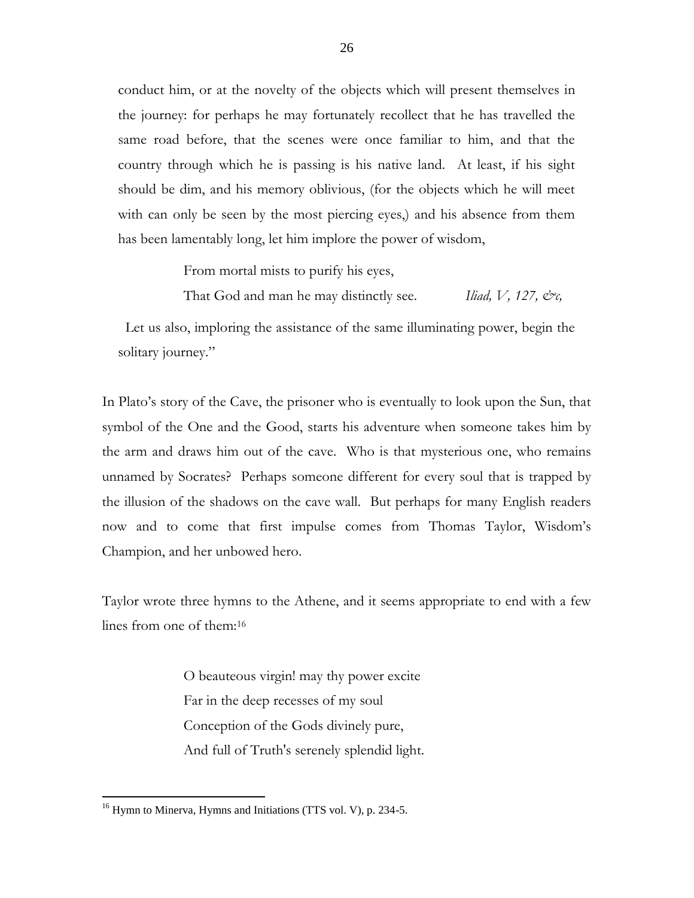conduct him, or at the novelty of the objects which will present themselves in the journey: for perhaps he may fortunately recollect that he has travelled the same road before, that the scenes were once familiar to him, and that the country through which he is passing is his native land. At least, if his sight should be dim, and his memory oblivious, (for the objects which he will meet with can only be seen by the most piercing eyes,) and his absence from them has been lamentably long, let him implore the power of wisdom,

> From mortal mists to purify his eyes,
> That God and man he may distinctly see. *Iliad, V, 127, &c,*

Let us also, imploring the assistance of the same illuminating power, begin the solitary journey."

In Plato's story of the Cave, the prisoner who is eventually to look upon the Sun, that symbol of the One and the Good, starts his adventure when someone takes him by the arm and draws him out of the cave. Who is that mysterious one, who remains unnamed by Socrates? Perhaps someone different for every soul that is trapped by the illusion of the shadows on the cave wall. But perhaps for many English readers now and to come that first impulse comes from Thomas Taylor, Wisdom's Champion, and her unbowed hero.

Taylor wrote three hymns to the Athene, and it seems appropriate to end with a few lines from one of them:[16]

> O beauteous virgin! may thy power excite
> Far in the deep recesses of my soul
> Conception of the Gods divinely pure,
> And full of Truth's serenely splendid light.

---

[16] Hymn to Minerva, Hymns and Initiations (TTS vol. V), p. 234-5.